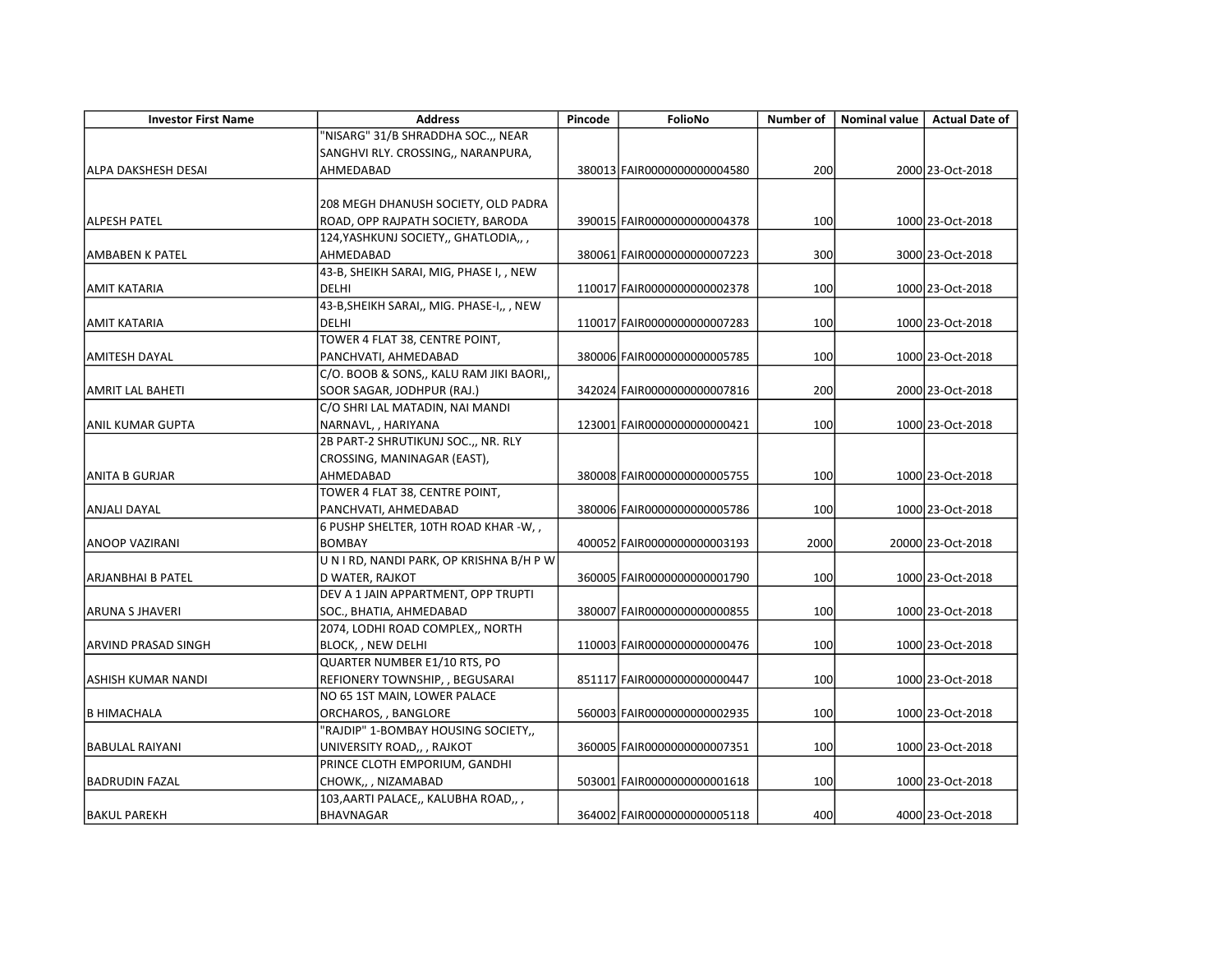| Investor First Name | Address | Pincode | FolioNo | Number of | Nominal value | Actual Date of |
|---|---|---|---|---|---|---|
| ALPA DAKSHESH DESAI | "NISARG" 31/B SHRADDHA SOC.,, NEAR SANGHVI RLY. CROSSING,, NARANPURA, AHMEDABAD | 380013 | FAIR0000000000004580 | 200 | 2000 | 23-Oct-2018 |
| ALPESH PATEL | 208 MEGH DHANUSH SOCIETY, OLD PADRA ROAD, OPP RAJPATH SOCIETY, BARODA | 390015 | FAIR0000000000004378 | 100 | 1000 | 23-Oct-2018 |
| AMBABEN K PATEL | 124,YASHKUNJ SOCIETY,, GHATLODIA,, , AHMEDABAD | 380061 | FAIR0000000000007223 | 300 | 3000 | 23-Oct-2018 |
| AMIT KATARIA | 43-B, SHEIKH SARAI, MIG, PHASE I, , NEW DELHI | 110017 | FAIR0000000000002378 | 100 | 1000 | 23-Oct-2018 |
| AMIT KATARIA | 43-B,SHEIKH SARAI,, MIG. PHASE-I,, , NEW DELHI | 110017 | FAIR0000000000007283 | 100 | 1000 | 23-Oct-2018 |
| AMITESH DAYAL | TOWER 4 FLAT 38, CENTRE POINT, PANCHVATI, AHMEDABAD | 380006 | FAIR0000000000005785 | 100 | 1000 | 23-Oct-2018 |
| AMRIT LAL BAHETI | C/O. BOOB & SONS,, KALU RAM JIKI BAORI,, SOOR SAGAR, JODHPUR (RAJ.) | 342024 | FAIR0000000000007816 | 200 | 2000 | 23-Oct-2018 |
| ANIL KUMAR GUPTA | C/O SHRI LAL MATADIN, NAI MANDI NARNAVL, , HARIYANA | 123001 | FAIR0000000000000421 | 100 | 1000 | 23-Oct-2018 |
| ANITA B GURJAR | 2B PART-2 SHRUTIKUNJ SOC.,, NR. RLY CROSSING, MANINAGAR (EAST), AHMEDABAD | 380008 | FAIR0000000000005755 | 100 | 1000 | 23-Oct-2018 |
| ANJALI DAYAL | TOWER 4 FLAT 38, CENTRE POINT, PANCHVATI, AHMEDABAD | 380006 | FAIR0000000000005786 | 100 | 1000 | 23-Oct-2018 |
| ANOOP VAZIRANI | 6 PUSHP SHELTER, 10TH ROAD KHAR -W, , BOMBAY | 400052 | FAIR0000000000003193 | 2000 | 20000 | 23-Oct-2018 |
| ARJANBHAI B PATEL | U N I RD, NANDI PARK, OP KRISHNA B/H P W D WATER, RAJKOT | 360005 | FAIR0000000000001790 | 100 | 1000 | 23-Oct-2018 |
| ARUNA S JHAVERI | DEV A 1 JAIN APPARTMENT, OPP TRUPTI SOC., BHATIA, AHMEDABAD | 380007 | FAIR0000000000000855 | 100 | 1000 | 23-Oct-2018 |
| ARVIND PRASAD SINGH | 2074, LODHI ROAD COMPLEX,, NORTH BLOCK, , NEW DELHI | 110003 | FAIR0000000000000476 | 100 | 1000 | 23-Oct-2018 |
| ASHISH KUMAR NANDI | QUARTER NUMBER E1/10 RTS, PO REFIONERY TOWNSHIP, , BEGUSARAI | 851117 | FAIR0000000000000447 | 100 | 1000 | 23-Oct-2018 |
| B HIMACHALA | NO 65 1ST MAIN, LOWER PALACE ORCHAROS, , BANGLORE | 560003 | FAIR0000000000002935 | 100 | 1000 | 23-Oct-2018 |
| BABULAL RAIYANI | "RAJDIP" 1-BOMBAY HOUSING SOCIETY,, UNIVERSITY ROAD,, , RAJKOT | 360005 | FAIR0000000000007351 | 100 | 1000 | 23-Oct-2018 |
| BADRUDIN FAZAL | PRINCE CLOTH EMPORIUM, GANDHI CHOWK,, , NIZAMABAD | 503001 | FAIR0000000000001618 | 100 | 1000 | 23-Oct-2018 |
| BAKUL PAREKH | 103,AARTI PALACE,, KALUBHA ROAD,, , BHAVNAGAR | 364002 | FAIR0000000000005118 | 400 | 4000 | 23-Oct-2018 |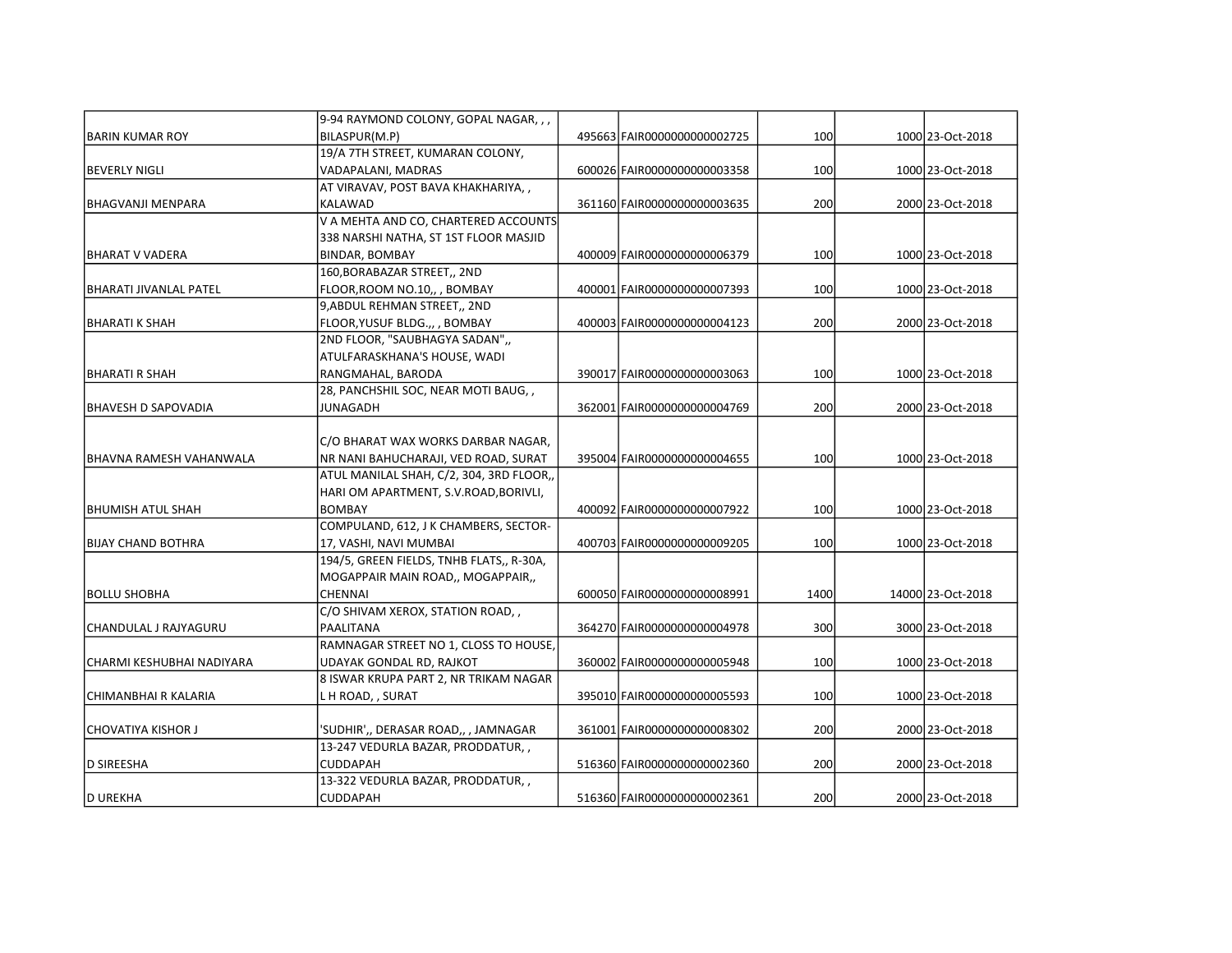| | | | | | | |
|---|---|---|---|---|---|---|
| BARIN KUMAR ROY | 9-94 RAYMOND COLONY, GOPAL NAGAR, , , BILASPUR(M.P) | 495663 | FAIR0000000000002725 | 100 | 1000 | 23-Oct-2018 |
| BEVERLY NIGLI | 19/A 7TH STREET, KUMARAN COLONY, VADAPALANI, MADRAS | 600026 | FAIR0000000000003358 | 100 | 1000 | 23-Oct-2018 |
| BHAGVANJI MENPARA | AT VIRAVAV, POST BAVA KHAKHARIYA, , KALAWAD | 361160 | FAIR0000000000003635 | 200 | 2000 | 23-Oct-2018 |
| BHARAT V VADERA | V A MEHTA AND CO, CHARTERED ACCOUNTS 338 NARSHI NATHA, ST 1ST FLOOR MASJID BINDAR, BOMBAY | 400009 | FAIR0000000000006379 | 100 | 1000 | 23-Oct-2018 |
| BHARATI JIVANLAL PATEL | 160,BORABAZAR STREET,, 2ND FLOOR,ROOM NO.10,, , BOMBAY | 400001 | FAIR0000000000007393 | 100 | 1000 | 23-Oct-2018 |
| BHARATI K SHAH | 9,ABDUL REHMAN STREET,, 2ND FLOOR,YUSUF BLDG.,, , BOMBAY | 400003 | FAIR0000000000004123 | 200 | 2000 | 23-Oct-2018 |
| BHARATI R SHAH | 2ND FLOOR, "SAUBHAGYA SADAN",, ATULFARASKHANA'S HOUSE, WADI RANGMAHAL, BARODA | 390017 | FAIR0000000000003063 | 100 | 1000 | 23-Oct-2018 |
| BHAVESH D SAPOVADIA | 28, PANCHSHIL SOC, NEAR MOTI BAUG, , JUNAGADH | 362001 | FAIR0000000000004769 | 200 | 2000 | 23-Oct-2018 |
| BHAVNA RAMESH VAHANWALA | C/O BHARAT WAX WORKS DARBAR NAGAR, NR NANI BAHUCHARAJI, VED ROAD, SURAT | 395004 | FAIR0000000000004655 | 100 | 1000 | 23-Oct-2018 |
| BHUMISH ATUL SHAH | ATUL MANILAL SHAH, C/2, 304, 3RD FLOOR,, HARI OM APARTMENT, S.V.ROAD,BORIVLI, BOMBAY | 400092 | FAIR0000000000007922 | 100 | 1000 | 23-Oct-2018 |
| BIJAY CHAND BOTHRA | COMPULAND, 612, J K CHAMBERS, SECTOR-17, VASHI, NAVI MUMBAI | 400703 | FAIR0000000000009205 | 100 | 1000 | 23-Oct-2018 |
| BOLLU SHOBHA | 194/5, GREEN FIELDS, TNHB FLATS,, R-30A, MOGAPPAIR MAIN ROAD,, MOGAPPAIR,, CHENNAI | 600050 | FAIR0000000000008991 | 1400 | 14000 | 23-Oct-2018 |
| CHANDULAL J RAJYAGURU | C/O SHIVAM XEROX, STATION ROAD, , PAALITANA | 364270 | FAIR0000000000004978 | 300 | 3000 | 23-Oct-2018 |
| CHARMI KESHUBHAI NADIYARA | RAMNAGAR STREET NO 1, CLOSS TO HOUSE, UDAYAK GONDAL RD, RAJKOT | 360002 | FAIR0000000000005948 | 100 | 1000 | 23-Oct-2018 |
| CHIMANBHAI R KALARIA | 8 ISWAR KRUPA PART 2, NR TRIKAM NAGAR L H ROAD, , SURAT | 395010 | FAIR0000000000005593 | 100 | 1000 | 23-Oct-2018 |
| CHOVATIYA KISHOR J | 'SUDHIR',, DERASAR ROAD,, , JAMNAGAR | 361001 | FAIR0000000000008302 | 200 | 2000 | 23-Oct-2018 |
| D SIREESHA | 13-247 VEDURLA BAZAR, PRODDATUR, , CUDDAPAH | 516360 | FAIR0000000000002360 | 200 | 2000 | 23-Oct-2018 |
| D UREKHA | 13-322 VEDURLA BAZAR, PRODDATUR, , CUDDAPAH | 516360 | FAIR0000000000002361 | 200 | 2000 | 23-Oct-2018 |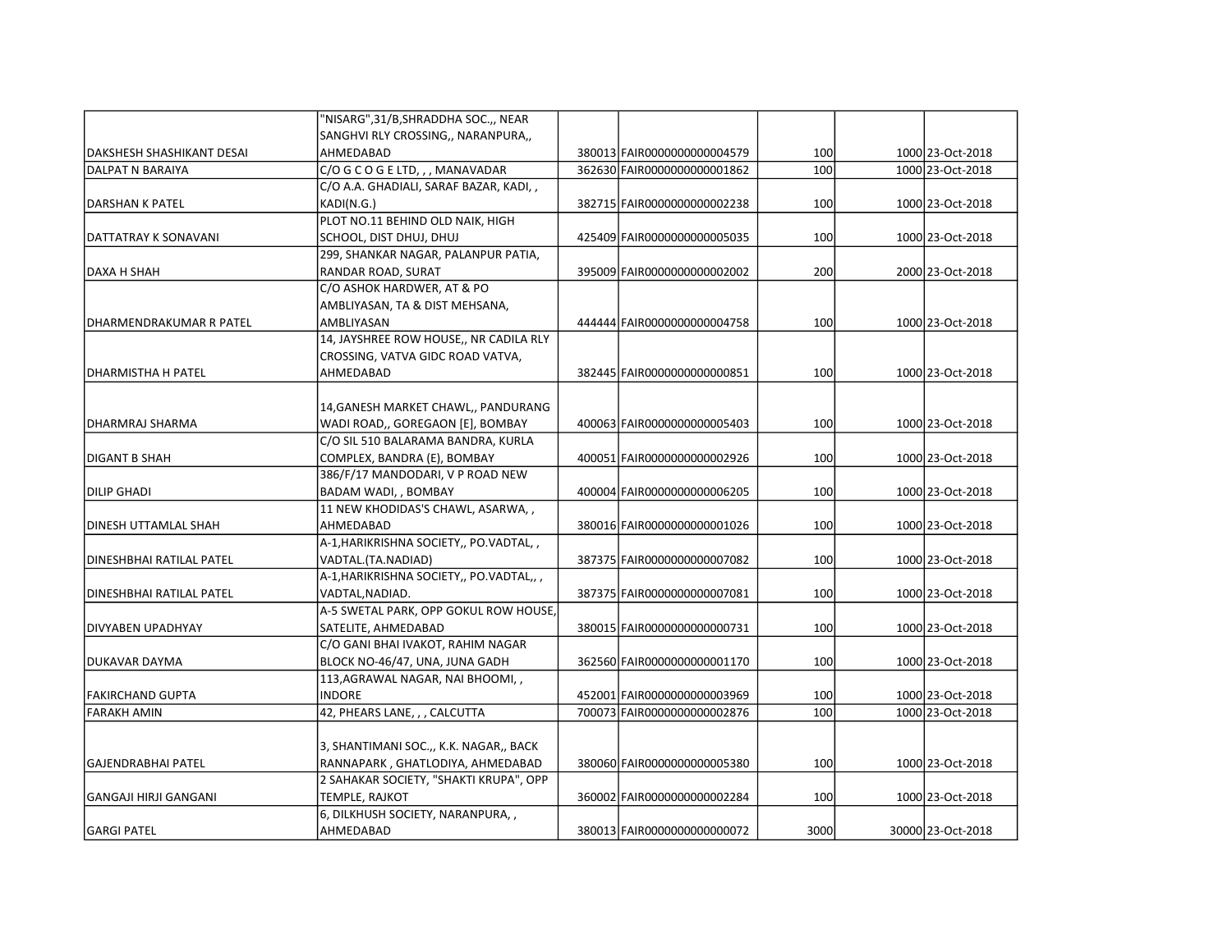| | | | | | | |
|---|---|---|---|---|---|---|
| DAKSHESH SHASHIKANT DESAI | "NISARG",31/B,SHRADDHA SOC.,, NEAR SANGHVI RLY CROSSING,, NARANPURA,, AHMEDABAD | 380013 | FAIR0000000000004579 | 100 | 1000 | 23-Oct-2018 |
| DALPAT N BARAIYA | C/O G C O G E LTD, , , MANAVADAR | 362630 | FAIR0000000000001862 | 100 | 1000 | 23-Oct-2018 |
| DARSHAN K PATEL | C/O A.A. GHADIALI, SARAF BAZAR, KADI, , KADI(N.G.) | 382715 | FAIR0000000000002238 | 100 | 1000 | 23-Oct-2018 |
| DATTATRAY K SONAVANI | PLOT NO.11 BEHIND OLD NAIK, HIGH SCHOOL, DIST DHUJ, DHUJ | 425409 | FAIR0000000000005035 | 100 | 1000 | 23-Oct-2018 |
| DAXA H SHAH | 299, SHANKAR NAGAR, PALANPUR PATIA, RANDAR ROAD, SURAT | 395009 | FAIR0000000000002002 | 200 | 2000 | 23-Oct-2018 |
| DHARMENDRAKUMAR R PATEL | C/O ASHOK HARDWER, AT & PO AMBLIYASAN, TA & DIST MEHSANA, AMBLIYASAN | 444444 | FAIR0000000000004758 | 100 | 1000 | 23-Oct-2018 |
| DHARMISTHA H PATEL | 14, JAYSHREE ROW HOUSE,, NR CADILA RLY CROSSING, VATVA GIDC ROAD VATVA, AHMEDABAD | 382445 | FAIR0000000000000851 | 100 | 1000 | 23-Oct-2018 |
| DHARMRAJ SHARMA | 14,GANESH MARKET CHAWL,, PANDURANG WADI ROAD,, GOREGAON [E], BOMBAY | 400063 | FAIR0000000000005403 | 100 | 1000 | 23-Oct-2018 |
| DIGANT B SHAH | C/O SIL 510 BALARAMA BANDRA, KURLA COMPLEX, BANDRA (E), BOMBAY | 400051 | FAIR0000000000002926 | 100 | 1000 | 23-Oct-2018 |
| DILIP GHADI | 386/F/17 MANDODARI, V P ROAD NEW BADAM WADI, , BOMBAY | 400004 | FAIR0000000000006205 | 100 | 1000 | 23-Oct-2018 |
| DINESH UTTAMLAL SHAH | 11 NEW KHODIDAS'S CHAWL, ASARWA, , AHMEDABAD | 380016 | FAIR0000000000001026 | 100 | 1000 | 23-Oct-2018 |
| DINESHBHAI RATILAL PATEL | A-1,HARIKRISHNA SOCIETY,, PO.VADTAL, , VADTAL.(TA.NADIAD) | 387375 | FAIR0000000000007082 | 100 | 1000 | 23-Oct-2018 |
| DINESHBHAI RATILAL PATEL | A-1,HARIKRISHNA SOCIETY,, PO.VADTAL,, , VADTAL,NADIAD. | 387375 | FAIR0000000000007081 | 100 | 1000 | 23-Oct-2018 |
| DIVYABEN UPADHYAY | A-5 SWETAL PARK, OPP GOKUL ROW HOUSE, SATELITE, AHMEDABAD | 380015 | FAIR0000000000000731 | 100 | 1000 | 23-Oct-2018 |
| DUKAVAR DAYMA | C/O GANI BHAI IVAKOT, RAHIM NAGAR BLOCK NO-46/47, UNA, JUNA GADH | 362560 | FAIR0000000000001170 | 100 | 1000 | 23-Oct-2018 |
| FAKIRCHAND GUPTA | 113,AGRAWAL NAGAR, NAI BHOOMI, , INDORE | 452001 | FAIR0000000000003969 | 100 | 1000 | 23-Oct-2018 |
| FARAKH AMIN | 42, PHEARS LANE, , , CALCUTTA | 700073 | FAIR0000000000002876 | 100 | 1000 | 23-Oct-2018 |
| GAJENDRABHAI PATEL | 3, SHANTIMANI SOC.,, K.K. NAGAR,, BACK RANNAPARK , GHATLODIYA, AHMEDABAD | 380060 | FAIR0000000000005380 | 100 | 1000 | 23-Oct-2018 |
| GANGAJI HIRJI GANGANI | 2 SAHAKAR SOCIETY, "SHAKTI KRUPA", OPP TEMPLE, RAJKOT | 360002 | FAIR0000000000002284 | 100 | 1000 | 23-Oct-2018 |
| GARGI PATEL | 6, DILKHUSH SOCIETY, NARANPURA, , AHMEDABAD | 380013 | FAIR0000000000000072 | 3000 | 30000 | 23-Oct-2018 |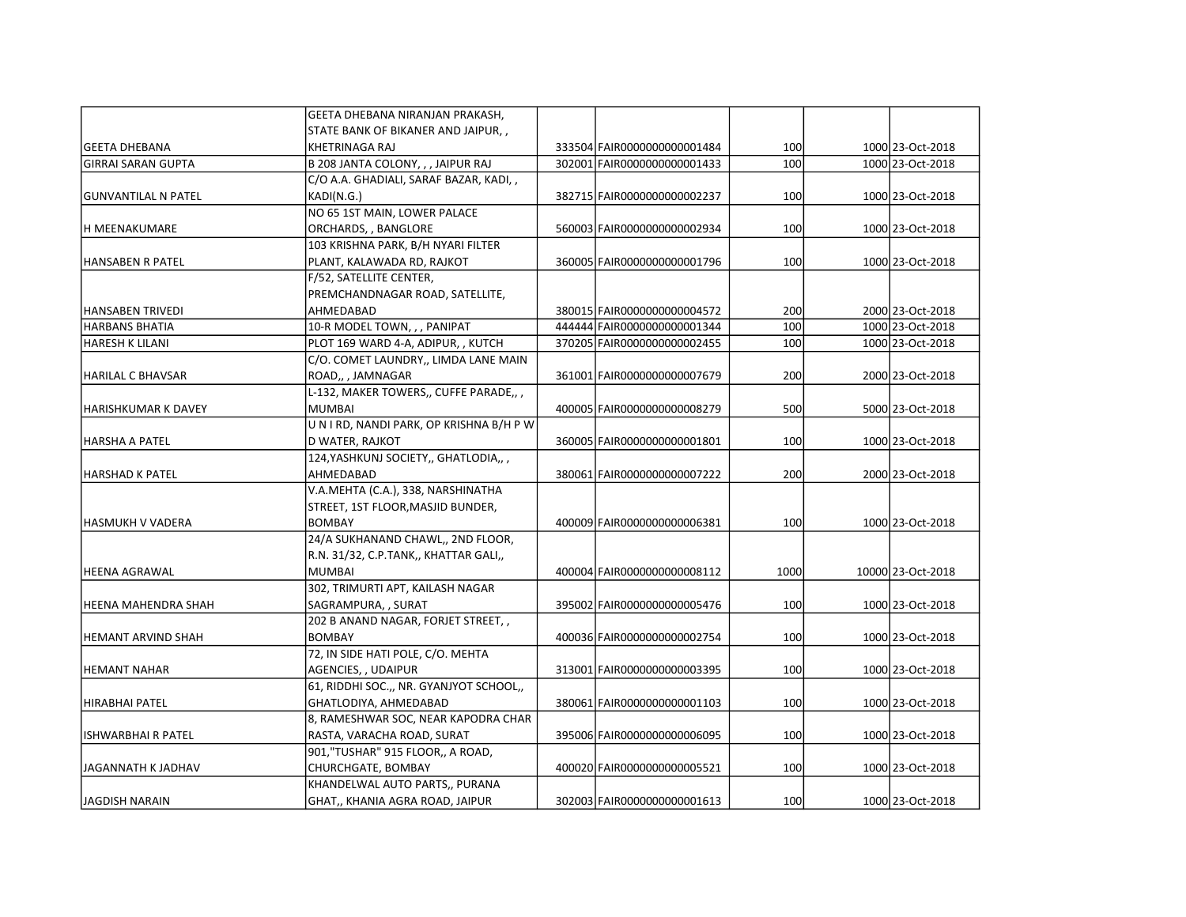| | | | | | | |
|---|---|---|---|---|---|---|
| GEETA DHEBANA | GEETA DHEBANA NIRANJAN PRAKASH, STATE BANK OF BIKANER AND JAIPUR, , KHETRINAGA RAJ | 333504 | FAIR0000000000001484 | 100 | 1000 | 23-Oct-2018 |
| GIRRAI SARAN GUPTA | B 208 JANTA COLONY, , , JAIPUR RAJ | 302001 | FAIR0000000000001433 | 100 | 1000 | 23-Oct-2018 |
| GUNVANTILAL N PATEL | C/O A.A. GHADIALI, SARAF BAZAR, KADI, , KADI(N.G.) | 382715 | FAIR0000000000002237 | 100 | 1000 | 23-Oct-2018 |
| H MEENAKUMARE | NO 65 1ST MAIN, LOWER PALACE ORCHARDS, , BANGLORE | 560003 | FAIR0000000000002934 | 100 | 1000 | 23-Oct-2018 |
| HANSABEN R PATEL | 103 KRISHNA PARK, B/H NYARI FILTER PLANT, KALAWADA RD, RAJKOT | 360005 | FAIR0000000000001796 | 100 | 1000 | 23-Oct-2018 |
| HANSABEN TRIVEDI | F/52, SATELLITE CENTER, PREMCHANDNAGAR ROAD, SATELLITE, AHMEDABAD | 380015 | FAIR0000000000004572 | 200 | 2000 | 23-Oct-2018 |
| HARBANS BHATIA | 10-R MODEL TOWN, , , PANIPAT | 444444 | FAIR0000000000001344 | 100 | 1000 | 23-Oct-2018 |
| HARESH K LILANI | PLOT 169 WARD 4-A, ADIPUR, , KUTCH | 370205 | FAIR0000000000002455 | 100 | 1000 | 23-Oct-2018 |
| HARILAL C BHAVSAR | C/O. COMET LAUNDRY,, LIMDA LANE MAIN ROAD,, , JAMNAGAR | 361001 | FAIR0000000000007679 | 200 | 2000 | 23-Oct-2018 |
| HARISHKUMAR K DAVEY | L-132, MAKER TOWERS,, CUFFE PARADE,, , MUMBAI | 400005 | FAIR0000000000008279 | 500 | 5000 | 23-Oct-2018 |
| HARSHA A PATEL | U N I RD, NANDI PARK, OP KRISHNA B/H P W D WATER, RAJKOT | 360005 | FAIR0000000000001801 | 100 | 1000 | 23-Oct-2018 |
| HARSHAD K PATEL | 124,YASHKUNJ SOCIETY,, GHATLODIA,, , AHMEDABAD | 380061 | FAIR0000000000007222 | 200 | 2000 | 23-Oct-2018 |
| HASMUKH V VADERA | V.A.MEHTA (C.A.), 338, NARSHINATHA STREET, 1ST FLOOR,MASJID BUNDER, BOMBAY | 400009 | FAIR0000000000006381 | 100 | 1000 | 23-Oct-2018 |
| HEENA AGRAWAL | 24/A SUKHANAND CHAWL,, 2ND FLOOR, R.N. 31/32, C.P.TANK,, KHATTAR GALI,, MUMBAI | 400004 | FAIR0000000000008112 | 1000 | 10000 | 23-Oct-2018 |
| HEENA MAHENDRA SHAH | 302, TRIMURTI APT, KAILASH NAGAR SAGRAMPURA, , SURAT | 395002 | FAIR0000000000005476 | 100 | 1000 | 23-Oct-2018 |
| HEMANT ARVIND SHAH | 202 B ANAND NAGAR, FORJET STREET, , BOMBAY | 400036 | FAIR0000000000002754 | 100 | 1000 | 23-Oct-2018 |
| HEMANT NAHAR | 72, IN SIDE HATI POLE, C/O. MEHTA AGENCIES, , UDAIPUR | 313001 | FAIR0000000000003395 | 100 | 1000 | 23-Oct-2018 |
| HIRABHAI PATEL | 61, RIDDHI SOC.,, NR. GYANJYOT SCHOOL,, GHATLODIYA, AHMEDABAD | 380061 | FAIR0000000000001103 | 100 | 1000 | 23-Oct-2018 |
| ISHWARBHAI R PATEL | 8, RAMESHWAR SOC, NEAR KAPODRA CHAR RASTA, VARACHA ROAD, SURAT | 395006 | FAIR0000000000006095 | 100 | 1000 | 23-Oct-2018 |
| JAGANNATH K JADHAV | 901,"TUSHAR" 915 FLOOR,, A ROAD, CHURCHGATE, BOMBAY | 400020 | FAIR0000000000005521 | 100 | 1000 | 23-Oct-2018 |
| JAGDISH NARAIN | KHANDELWAL AUTO PARTS,, PURANA GHAT,, KHANIA AGRA ROAD, JAIPUR | 302003 | FAIR0000000000001613 | 100 | 1000 | 23-Oct-2018 |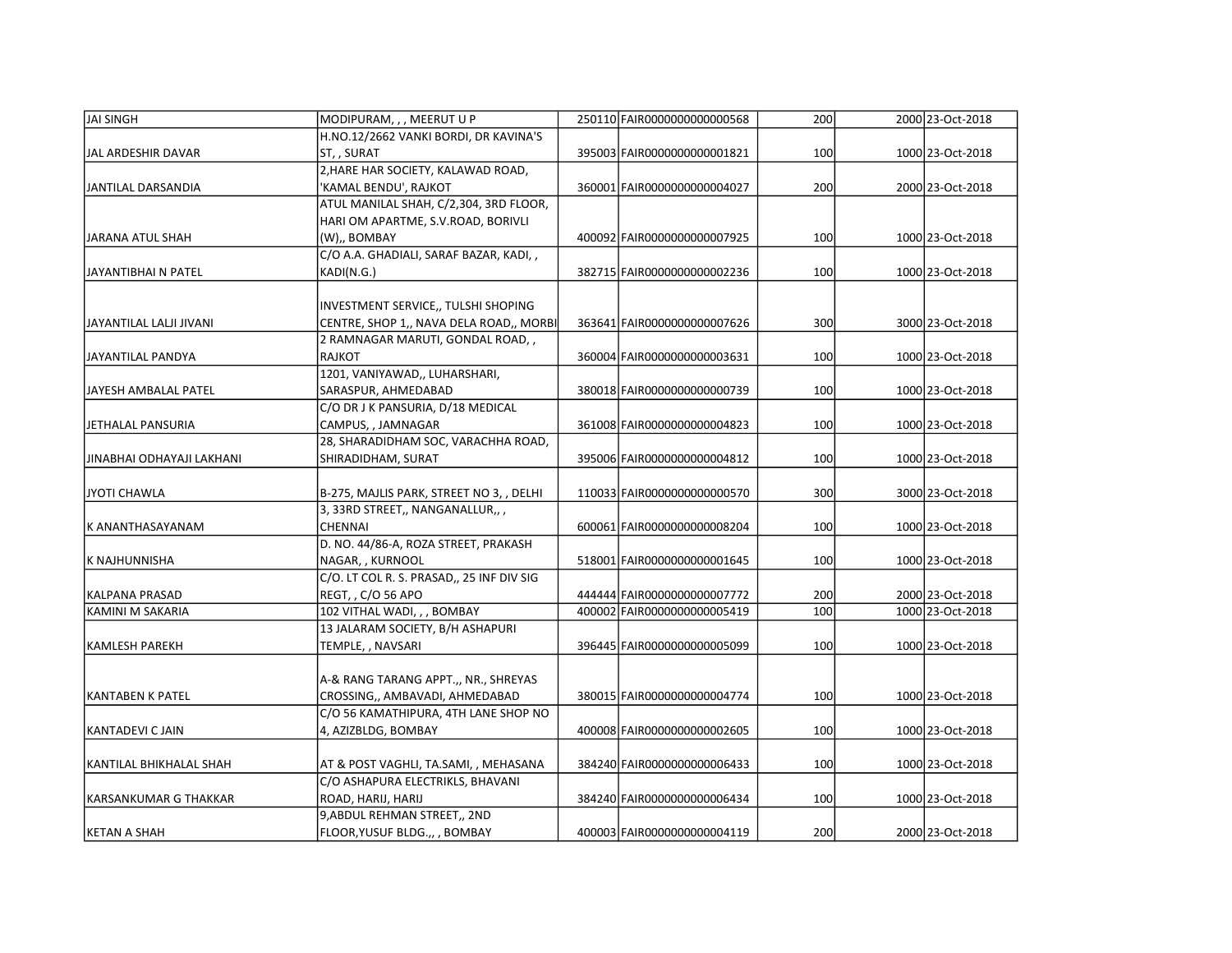| | | | | | | |
|---|---|---|---|---|---|---|
| JAI SINGH | MODIPURAM, , , MEERUT U P | 250110 | FAIR0000000000000568 | 200 | 2000 | 23-Oct-2018 |
| JAL ARDESHIR DAVAR | H.NO.12/2662 VANKI BORDI, DR KAVINA'S ST, , SURAT | 395003 | FAIR0000000000001821 | 100 | 1000 | 23-Oct-2018 |
| JANTILAL DARSANDIA | 2,HARE HAR SOCIETY, KALAWAD ROAD, 'KAMAL BENDU', RAJKOT | 360001 | FAIR0000000000004027 | 200 | 2000 | 23-Oct-2018 |
| JARANA ATUL SHAH | ATUL MANILAL SHAH, C/2,304, 3RD FLOOR, HARI OM APARTME, S.V.ROAD, BORIVLI (W),, BOMBAY | 400092 | FAIR0000000000007925 | 100 | 1000 | 23-Oct-2018 |
| JAYANTIBHAI N PATEL | C/O A.A. GHADIALI, SARAF BAZAR, KADI, , KADI(N.G.) | 382715 | FAIR0000000000002236 | 100 | 1000 | 23-Oct-2018 |
| JAYANTILAL LALJI JIVANI | INVESTMENT SERVICE,, TULSHI SHOPING CENTRE, SHOP 1,, NAVA DELA ROAD,, MORBI | 363641 | FAIR0000000000007626 | 300 | 3000 | 23-Oct-2018 |
| JAYANTILAL PANDYA | 2 RAMNAGAR MARUTI, GONDAL ROAD, , RAJKOT | 360004 | FAIR0000000000003631 | 100 | 1000 | 23-Oct-2018 |
| JAYESH AMBALAL PATEL | 1201, VANIYAWAD,, LUHARSHARI, SARASPUR, AHMEDABAD | 380018 | FAIR0000000000000739 | 100 | 1000 | 23-Oct-2018 |
| JETHALAL PANSURIA | C/O DR J K PANSURIA, D/18 MEDICAL CAMPUS, , JAMNAGAR | 361008 | FAIR0000000000004823 | 100 | 1000 | 23-Oct-2018 |
| JINABHAI ODHAYAJI LAKHANI | 28, SHARADIDHAM SOC, VARACHHA ROAD, SHIRADIDHAM, SURAT | 395006 | FAIR0000000000004812 | 100 | 1000 | 23-Oct-2018 |
| JYOTI CHAWLA | B-275, MAJLIS PARK, STREET NO 3, , DELHI | 110033 | FAIR0000000000000570 | 300 | 3000 | 23-Oct-2018 |
| K ANANTHASAYANAM | 3, 33RD STREET,, NANGANALLUR,, , CHENNAI | 600061 | FAIR0000000000008204 | 100 | 1000 | 23-Oct-2018 |
| K NAJHUNNISHA | D. NO. 44/86-A, ROZA STREET, PRAKASH NAGAR, , KURNOOL | 518001 | FAIR0000000000001645 | 100 | 1000 | 23-Oct-2018 |
| KALPANA PRASAD | C/O. LT COL R. S. PRASAD,, 25 INF DIV SIG REGT, , C/O 56 APO | 444444 | FAIR0000000000007772 | 200 | 2000 | 23-Oct-2018 |
| KAMINI M SAKARIA | 102 VITHAL WADI, , , BOMBAY | 400002 | FAIR0000000000005419 | 100 | 1000 | 23-Oct-2018 |
| KAMLESH PAREKH | 13 JALARAM SOCIETY, B/H ASHAPURI TEMPLE, , NAVSARI | 396445 | FAIR0000000000005099 | 100 | 1000 | 23-Oct-2018 |
| KANTABEN K PATEL | A-& RANG TARANG APPT.,, NR., SHREYAS CROSSING,, AMBAVADI, AHMEDABAD | 380015 | FAIR0000000000004774 | 100 | 1000 | 23-Oct-2018 |
| KANTADEVI C JAIN | C/O 56 KAMATHIPURA, 4TH LANE SHOP NO 4, AZIZBLDG, BOMBAY | 400008 | FAIR0000000000002605 | 100 | 1000 | 23-Oct-2018 |
| KANTILAL BHIKHALAL SHAH | AT & POST VAGHLI, TA.SAMI, , MEHASANA | 384240 | FAIR0000000000006433 | 100 | 1000 | 23-Oct-2018 |
| KARSANKUMAR G THAKKAR | C/O ASHAPURA ELECTRIKLS, BHAVANI ROAD, HARIJ, HARIJ | 384240 | FAIR0000000000006434 | 100 | 1000 | 23-Oct-2018 |
| KETAN A SHAH | 9,ABDUL REHMAN STREET,, 2ND FLOOR,YUSUF BLDG.,, , BOMBAY | 400003 | FAIR0000000000004119 | 200 | 2000 | 23-Oct-2018 |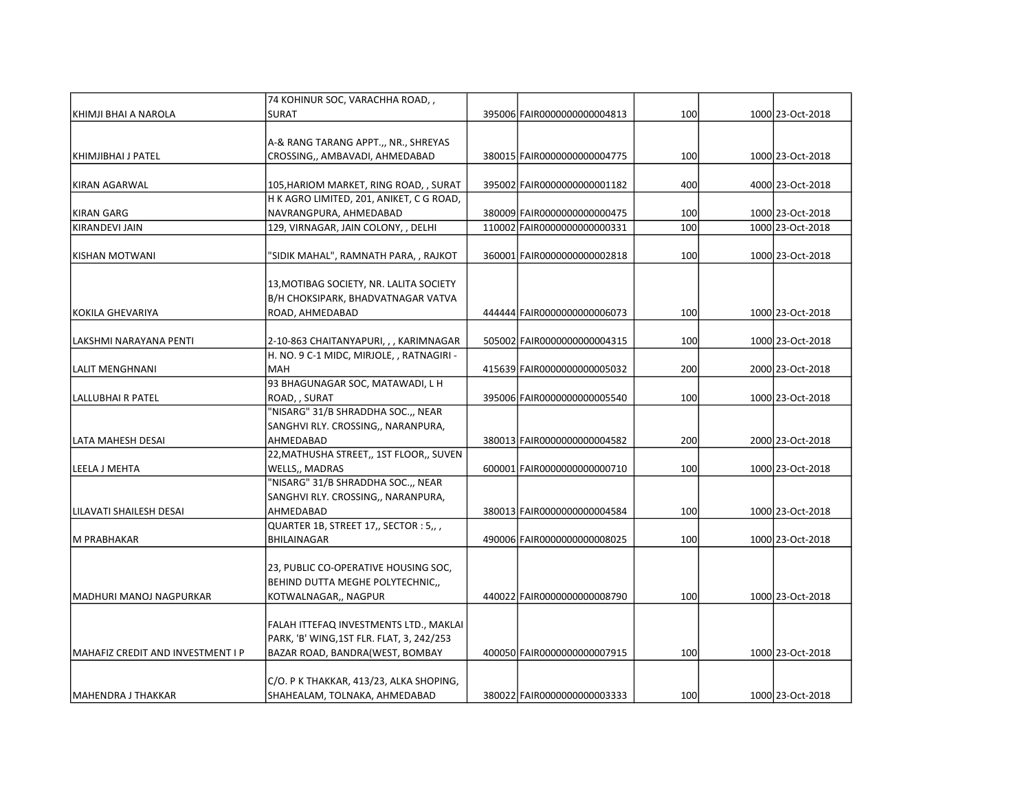| | | | | | | |
|---|---|---|---|---|---|---|
| KHIMJI BHAI A NAROLA | 74 KOHINUR SOC, VARACHHA ROAD, , SURAT | 395006 | FAIR0000000000004813 | 100 | 1000 | 23-Oct-2018 |
| KHIMJIBHAI J PATEL | A-& RANG TARANG APPT.,, NR., SHREYAS CROSSING,, AMBAVADI, AHMEDABAD | 380015 | FAIR0000000000004775 | 100 | 1000 | 23-Oct-2018 |
| KIRAN AGARWAL | 105,HARIOM MARKET, RING ROAD, , SURAT | 395002 | FAIR0000000000001182 | 400 | 4000 | 23-Oct-2018 |
| KIRAN GARG | H K AGRO LIMITED, 201, ANIKET, C G ROAD, NAVRANGPURA, AHMEDABAD | 380009 | FAIR0000000000000475 | 100 | 1000 | 23-Oct-2018 |
| KIRANDEVI JAIN | 129, VIRNAGAR, JAIN COLONY, , DELHI | 110002 | FAIR0000000000000331 | 100 | 1000 | 23-Oct-2018 |
| KISHAN MOTWANI | "SIDIK MAHAL", RAMNATH PARA, , RAJKOT | 360001 | FAIR0000000000002818 | 100 | 1000 | 23-Oct-2018 |
| KOKILA GHEVARIYA | 13,MOTIBAG SOCIETY, NR. LALITA SOCIETY B/H CHOKSIPARK, BHADVATNAGAR VATVA ROAD, AHMEDABAD | 444444 | FAIR0000000000006073 | 100 | 1000 | 23-Oct-2018 |
| LAKSHMI NARAYANA PENTI | 2-10-863 CHAITANYAPURI, , , KARIMNAGAR | 505002 | FAIR0000000000004315 | 100 | 1000 | 23-Oct-2018 |
| LALIT MENGHNANI | H. NO. 9 C-1 MIDC, MIRJOLE, , RATNAGIRI - MAH | 415639 | FAIR0000000000005032 | 200 | 2000 | 23-Oct-2018 |
| LALLUBHAI R PATEL | 93 BHAGUNAGAR SOC, MATAWADI, L H ROAD, , SURAT | 395006 | FAIR0000000000005540 | 100 | 1000 | 23-Oct-2018 |
| LATA MAHESH DESAI | "NISARG" 31/B SHRADDHA SOC.,, NEAR SANGHVI RLY. CROSSING,, NARANPURA, AHMEDABAD | 380013 | FAIR0000000000004582 | 200 | 2000 | 23-Oct-2018 |
| LEELA J MEHTA | 22,MATHUSHA STREET,, 1ST FLOOR,, SUVEN WELLS,, MADRAS | 600001 | FAIR0000000000000710 | 100 | 1000 | 23-Oct-2018 |
| LILAVATI SHAILESH DESAI | "NISARG" 31/B SHRADDHA SOC.,, NEAR SANGHVI RLY. CROSSING,, NARANPURA, AHMEDABAD | 380013 | FAIR0000000000004584 | 100 | 1000 | 23-Oct-2018 |
| M PRABHAKAR | QUARTER 1B, STREET 17,, SECTOR : 5,, , BHILAINAGAR | 490006 | FAIR0000000000008025 | 100 | 1000 | 23-Oct-2018 |
| MADHURI MANOJ NAGPURKAR | 23, PUBLIC CO-OPERATIVE HOUSING SOC, BEHIND DUTTA MEGHE POLYTECHNIC,, KOTWALNAGAR,, NAGPUR | 440022 | FAIR0000000000008790 | 100 | 1000 | 23-Oct-2018 |
| MAHAFIZ CREDIT AND INVESTMENT I P | FALAH ITTEFAQ INVESTMENTS LTD., MAKLAI PARK, 'B' WING,1ST FLR. FLAT, 3, 242/253 BAZAR ROAD, BANDRA(WEST, BOMBAY | 400050 | FAIR0000000000007915 | 100 | 1000 | 23-Oct-2018 |
| MAHENDRA J THAKKAR | C/O. P K THAKKAR, 413/23, ALKA SHOPING, SHAHEALAM, TOLNAKA, AHMEDABAD | 380022 | FAIR0000000000003333 | 100 | 1000 | 23-Oct-2018 |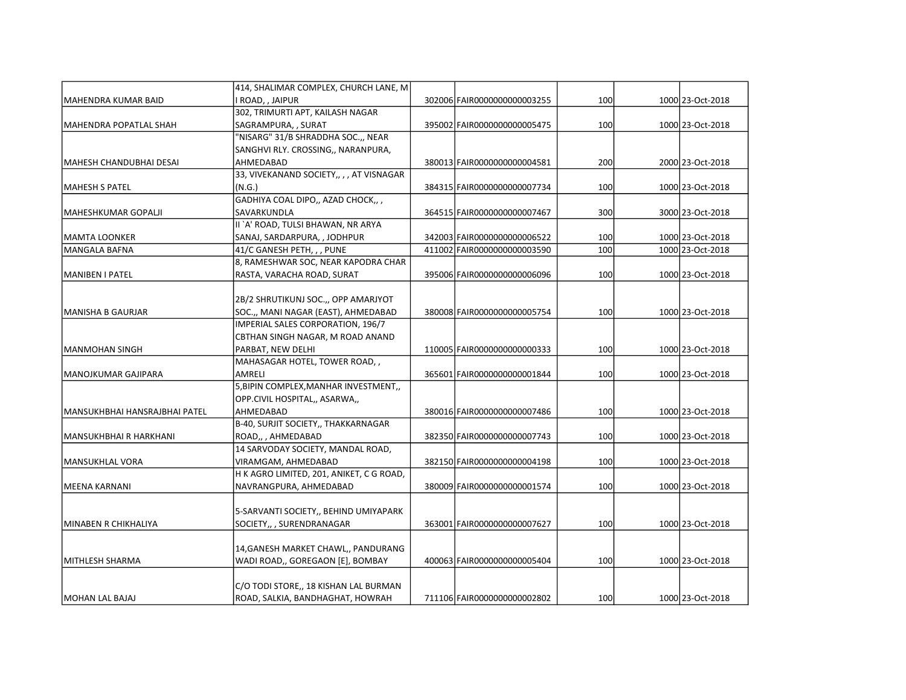| | | | | | | |
|---|---|---|---|---|---|---|
| MAHENDRA KUMAR BAID | 414, SHALIMAR COMPLEX, CHURCH LANE, M I ROAD, , JAIPUR | 302006 | FAIR0000000000003255 | 100 | 1000 | 23-Oct-2018 |
| MAHENDRA POPATLAL SHAH | 302, TRIMURTI APT, KAILASH NAGAR SAGRAMPURA, , SURAT | 395002 | FAIR0000000000005475 | 100 | 1000 | 23-Oct-2018 |
| MAHESH CHANDUBHAI DESAI | "NISARG" 31/B SHRADDHA SOC.,, NEAR SANGHVI RLY. CROSSING,, NARANPURA, AHMEDABAD | 380013 | FAIR0000000000004581 | 200 | 2000 | 23-Oct-2018 |
| MAHESH S PATEL | 33, VIVEKANAND SOCIETY,, , , AT VISNAGAR (N.G.) | 384315 | FAIR0000000000007734 | 100 | 1000 | 23-Oct-2018 |
| MAHESHKUMAR GOPALJI | GADHIYA COAL DIPO,, AZAD CHOCK,, , SAVARKUNDLA | 364515 | FAIR0000000000007467 | 300 | 3000 | 23-Oct-2018 |
| MAMTA LOONKER | II `A' ROAD, TULSI BHAWAN, NR ARYA SANAJ, SARDARPURA, , JODHPUR | 342003 | FAIR0000000000006522 | 100 | 1000 | 23-Oct-2018 |
| MANGALA BAFNA | 41/C GANESH PETH, , , PUNE | 411002 | FAIR0000000000003590 | 100 | 1000 | 23-Oct-2018 |
| MANIBEN I PATEL | 8, RAMESHWAR SOC, NEAR KAPODRA CHAR RASTA, VARACHA ROAD, SURAT | 395006 | FAIR0000000000006096 | 100 | 1000 | 23-Oct-2018 |
| MANISHA B GAURJAR | 2B/2 SHRUTIKUNJ SOC.,, OPP AMARJYOT SOC.,, MANI NAGAR (EAST), AHMEDABAD | 380008 | FAIR0000000000005754 | 100 | 1000 | 23-Oct-2018 |
| MANMOHAN SINGH | IMPERIAL SALES CORPORATION, 196/7 CBTHAN SINGH NAGAR, M ROAD ANAND PARBAT, NEW DELHI | 110005 | FAIR0000000000000333 | 100 | 1000 | 23-Oct-2018 |
| MANOJKUMAR GAJIPARA | MAHASAGAR HOTEL, TOWER ROAD, , AMRELI | 365601 | FAIR0000000000001844 | 100 | 1000 | 23-Oct-2018 |
| MANSUKHBHAI HANSRAJBHAI PATEL | 5,BIPIN COMPLEX,MANHAR INVESTMENT,, OPP.CIVIL HOSPITAL,, ASARWA,, AHMEDABAD | 380016 | FAIR0000000000007486 | 100 | 1000 | 23-Oct-2018 |
| MANSUKHBHAI R HARKHANI | B-40, SURJIT SOCIETY,, THAKKARNAGAR ROAD,, , AHMEDABAD | 382350 | FAIR0000000000007743 | 100 | 1000 | 23-Oct-2018 |
| MANSUKHLAL VORA | 14 SARVODAY SOCIETY, MANDAL ROAD, VIRAMGAM, AHMEDABAD | 382150 | FAIR0000000000004198 | 100 | 1000 | 23-Oct-2018 |
| MEENA KARNANI | H K AGRO LIMITED, 201, ANIKET, C G ROAD, NAVRANGPURA, AHMEDABAD | 380009 | FAIR0000000000001574 | 100 | 1000 | 23-Oct-2018 |
| MINABEN R CHIKHALIYA | 5-SARVANTI SOCIETY,, BEHIND UMIYAPARK SOCIETY,, , SURENDRANAGAR | 363001 | FAIR0000000000007627 | 100 | 1000 | 23-Oct-2018 |
| MITHLESH SHARMA | 14,GANESH MARKET CHAWL,, PANDURANG WADI ROAD,, GOREGAON [E], BOMBAY | 400063 | FAIR0000000000005404 | 100 | 1000 | 23-Oct-2018 |
| MOHAN LAL BAJAJ | C/O TODI STORE,, 18 KISHAN LAL BURMAN ROAD, SALKIA, BANDHAGHAT, HOWRAH | 711106 | FAIR0000000000002802 | 100 | 1000 | 23-Oct-2018 |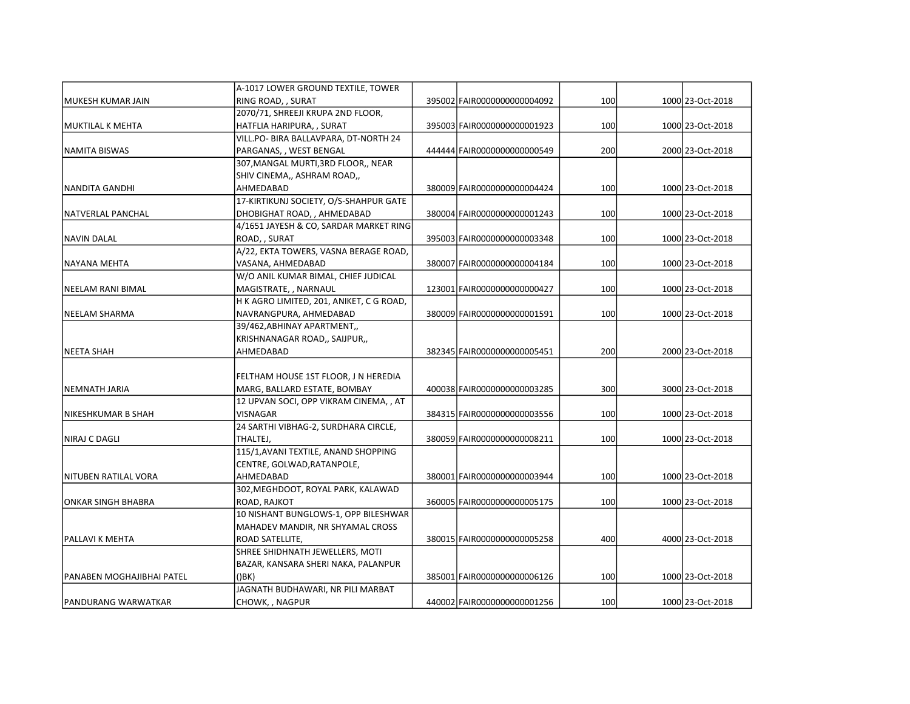| | | | | | | |
|---|---|---|---|---|---|---|
| MUKESH KUMAR JAIN | A-1017 LOWER GROUND TEXTILE, TOWER RING ROAD, , SURAT | 395002 | FAIR0000000000004092 | 100 | 1000 | 23-Oct-2018 |
| MUKTILAL K MEHTA | 2070/71, SHREEJI KRUPA 2ND FLOOR, HATFLIA HARIPURA, , SURAT | 395003 | FAIR0000000000001923 | 100 | 1000 | 23-Oct-2018 |
| NAMITA BISWAS | VILL.PO- BIRA BALLAVPARA, DT-NORTH 24 PARGANAS, , WEST BENGAL | 444444 | FAIR0000000000000549 | 200 | 2000 | 23-Oct-2018 |
| NANDITA GANDHI | 307,MANGAL MURTI,3RD FLOOR,, NEAR SHIV CINEMA,, ASHRAM ROAD,, AHMEDABAD | 380009 | FAIR0000000000004424 | 100 | 1000 | 23-Oct-2018 |
| NATVERLAL PANCHAL | 17-KIRTIKUNJ SOCIETY, O/S-SHAHPUR GATE DHOBIGHAT ROAD, , AHMEDABAD | 380004 | FAIR0000000000001243 | 100 | 1000 | 23-Oct-2018 |
| NAVIN DALAL | 4/1651 JAYESH & CO, SARDAR MARKET RING ROAD, , SURAT | 395003 | FAIR0000000000003348 | 100 | 1000 | 23-Oct-2018 |
| NAYANA MEHTA | A/22, EKTA TOWERS, VASNA BERAGE ROAD, VASANA, AHMEDABAD | 380007 | FAIR0000000000004184 | 100 | 1000 | 23-Oct-2018 |
| NEELAM RANI BIMAL | W/O ANIL KUMAR BIMAL, CHIEF JUDICAL MAGISTRATE, , NARNAUL | 123001 | FAIR0000000000000427 | 100 | 1000 | 23-Oct-2018 |
| NEELAM SHARMA | H K AGRO LIMITED, 201, ANIKET, C G ROAD, NAVRANGPURA, AHMEDABAD | 380009 | FAIR0000000000001591 | 100 | 1000 | 23-Oct-2018 |
| NEETA SHAH | 39/462,ABHINAY APARTMENT,, KRISHNANAGAR ROAD,, SAIJPUR,, AHMEDABAD | 382345 | FAIR0000000000005451 | 200 | 2000 | 23-Oct-2018 |
| NEMNATH JARIA | FELTHAM HOUSE 1ST FLOOR, J N HEREDIA MARG, BALLARD ESTATE, BOMBAY | 400038 | FAIR0000000000003285 | 300 | 3000 | 23-Oct-2018 |
| NIKESHKUMAR B SHAH | 12 UPVAN SOCI, OPP VIKRAM CINEMA, , AT VISNAGAR | 384315 | FAIR0000000000003556 | 100 | 1000 | 23-Oct-2018 |
| NIRAJ C DAGLI | 24 SARTHI VIBHAG-2, SURDHARA CIRCLE, THALTEJ, | 380059 | FAIR0000000000008211 | 100 | 1000 | 23-Oct-2018 |
| NITUBEN RATILAL VORA | 115/1,AVANI TEXTILE, ANAND SHOPPING CENTRE, GOLWAD,RATANPOLE, AHMEDABAD | 380001 | FAIR0000000000003944 | 100 | 1000 | 23-Oct-2018 |
| ONKAR SINGH BHABRA | 302,MEGHDOOT, ROYAL PARK, KALAWAD ROAD, RAJKOT | 360005 | FAIR0000000000005175 | 100 | 1000 | 23-Oct-2018 |
| PALLAVI K MEHTA | 10 NISHANT BUNGLOWS-1, OPP BILESHWAR MAHADEV MANDIR, NR SHYAMAL CROSS ROAD SATELLITE, | 380015 | FAIR0000000000005258 | 400 | 4000 | 23-Oct-2018 |
| PANABEN MOGHAJIBHAI PATEL | SHREE SHIDHNATH JEWELLERS, MOTI BAZAR, KANSARA SHERI NAKA, PALANPUR ()BK) | 385001 | FAIR0000000000006126 | 100 | 1000 | 23-Oct-2018 |
| PANDURANG WARWATKAR | JAGNATH BUDHAWARI, NR PILI MARBAT CHOWK, , NAGPUR | 440002 | FAIR0000000000001256 | 100 | 1000 | 23-Oct-2018 |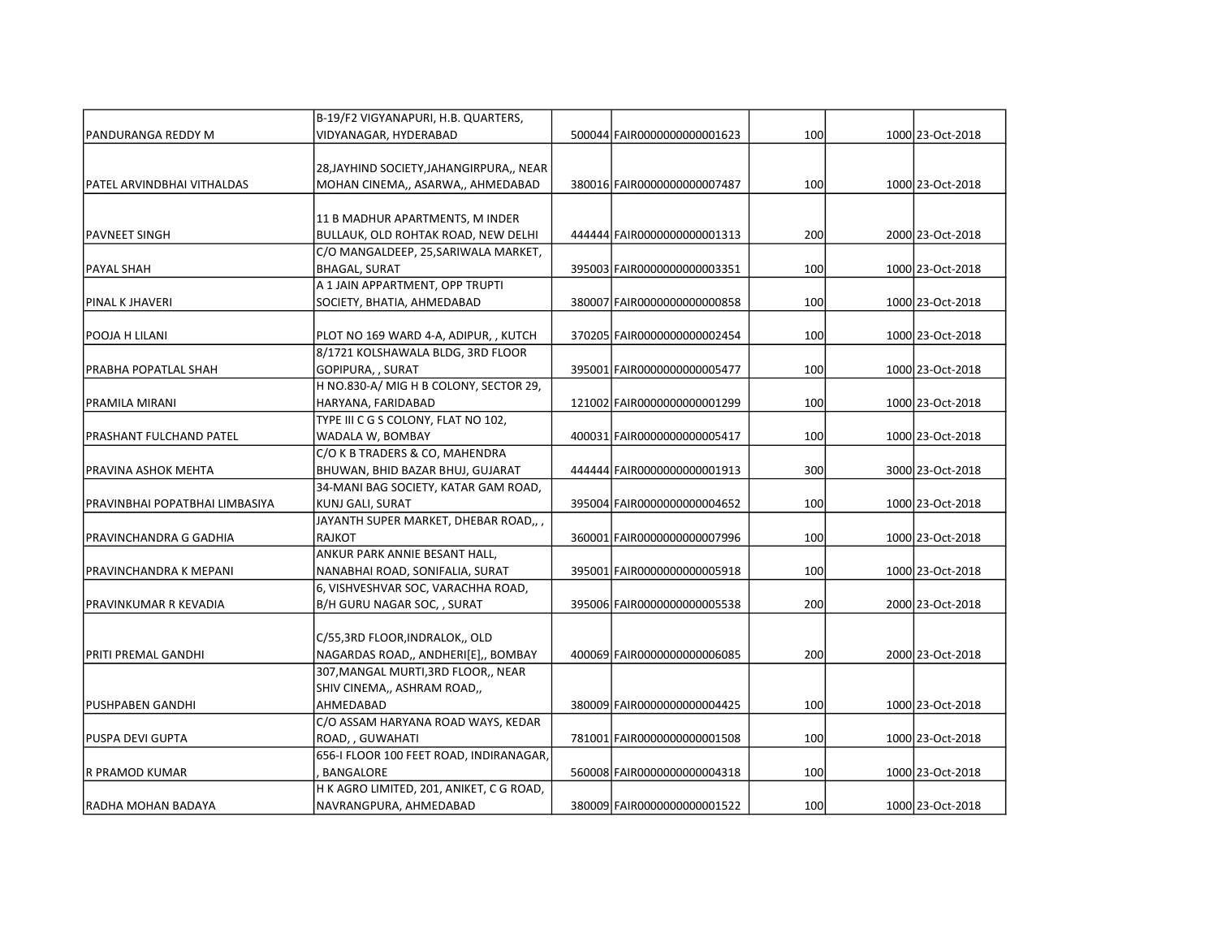| | | | | | | |
|---|---|---|---|---|---|---|
| PANDURANGA REDDY M | B-19/F2 VIGYANAPURI, H.B. QUARTERS, VIDYANAGAR, HYDERABAD | 500044 | FAIR0000000000001623 | 100 | 1000 | 23-Oct-2018 |
| PATEL ARVINDBHAI VITHALDAS | 28,JAYHIND SOCIETY,JAHANGIRPURA,, NEAR MOHAN CINEMA,, ASARWA,, AHMEDABAD | 380016 | FAIR0000000000007487 | 100 | 1000 | 23-Oct-2018 |
| PAVNEET SINGH | 11 B MADHUR APARTMENTS, M INDER BULLAUK, OLD ROHTAK ROAD, NEW DELHI | 444444 | FAIR0000000000001313 | 200 | 2000 | 23-Oct-2018 |
| PAYAL SHAH | C/O MANGALDEEP, 25,SARIWALA MARKET, BHAGAL, SURAT | 395003 | FAIR0000000000003351 | 100 | 1000 | 23-Oct-2018 |
| PINAL K JHAVERI | A 1 JAIN APPARTMENT, OPP TRUPTI SOCIETY, BHATIA, AHMEDABAD | 380007 | FAIR0000000000000858 | 100 | 1000 | 23-Oct-2018 |
| POOJA H LILANI | PLOT NO 169 WARD 4-A, ADIPUR, , KUTCH | 370205 | FAIR0000000000002454 | 100 | 1000 | 23-Oct-2018 |
| PRABHA POPATLAL SHAH | 8/1721 KOLSHAWALA BLDG, 3RD FLOOR GOPIPURA, , SURAT | 395001 | FAIR0000000000005477 | 100 | 1000 | 23-Oct-2018 |
| PRAMILA MIRANI | H NO.830-A/ MIG H B COLONY, SECTOR 29, HARYANA, FARIDABAD | 121002 | FAIR0000000000001299 | 100 | 1000 | 23-Oct-2018 |
| PRASHANT FULCHAND PATEL | TYPE III C G S COLONY, FLAT NO 102, WADALA W, BOMBAY | 400031 | FAIR0000000000005417 | 100 | 1000 | 23-Oct-2018 |
| PRAVINA ASHOK MEHTA | C/O K B TRADERS & CO, MAHENDRA BHUWAN, BHID BAZAR BHUJ, GUJARAT | 444444 | FAIR0000000000001913 | 300 | 3000 | 23-Oct-2018 |
| PRAVINBHAI POPATBHAI LIMBASIYA | 34-MANI BAG SOCIETY, KATAR GAM ROAD, KUNJ GALI, SURAT | 395004 | FAIR0000000000004652 | 100 | 1000 | 23-Oct-2018 |
| PRAVINCHANDRA G GADHIA | JAYANTH SUPER MARKET, DHEBAR ROAD,, , RAJKOT | 360001 | FAIR0000000000007996 | 100 | 1000 | 23-Oct-2018 |
| PRAVINCHANDRA K MEPANI | ANKUR PARK ANNIE BESANT HALL, NANABHAI ROAD, SONIFALIA, SURAT | 395001 | FAIR0000000000005918 | 100 | 1000 | 23-Oct-2018 |
| PRAVINKUMAR R KEVADIA | 6, VISHVESHVAR SOC, VARACHHA ROAD, B/H GURU NAGAR SOC, , SURAT | 395006 | FAIR0000000000005538 | 200 | 2000 | 23-Oct-2018 |
| PRITI PREMAL GANDHI | C/55,3RD FLOOR,INDRALOK,, OLD NAGARDAS ROAD,, ANDHERI[E],, BOMBAY | 400069 | FAIR0000000000006085 | 200 | 2000 | 23-Oct-2018 |
| PUSHPABEN GANDHI | 307,MANGAL MURTI,3RD FLOOR,, NEAR SHIV CINEMA,, ASHRAM ROAD,, AHMEDABAD | 380009 | FAIR0000000000004425 | 100 | 1000 | 23-Oct-2018 |
| PUSPA DEVI GUPTA | C/O ASSAM HARYANA ROAD WAYS, KEDAR ROAD, , GUWAHATI | 781001 | FAIR0000000000001508 | 100 | 1000 | 23-Oct-2018 |
| R PRAMOD KUMAR | 656-I FLOOR 100 FEET ROAD, INDIRANAGAR, , BANGALORE | 560008 | FAIR0000000000004318 | 100 | 1000 | 23-Oct-2018 |
| RADHA MOHAN BADAYA | H K AGRO LIMITED, 201, ANIKET, C G ROAD, NAVRANGPURA, AHMEDABAD | 380009 | FAIR0000000000001522 | 100 | 1000 | 23-Oct-2018 |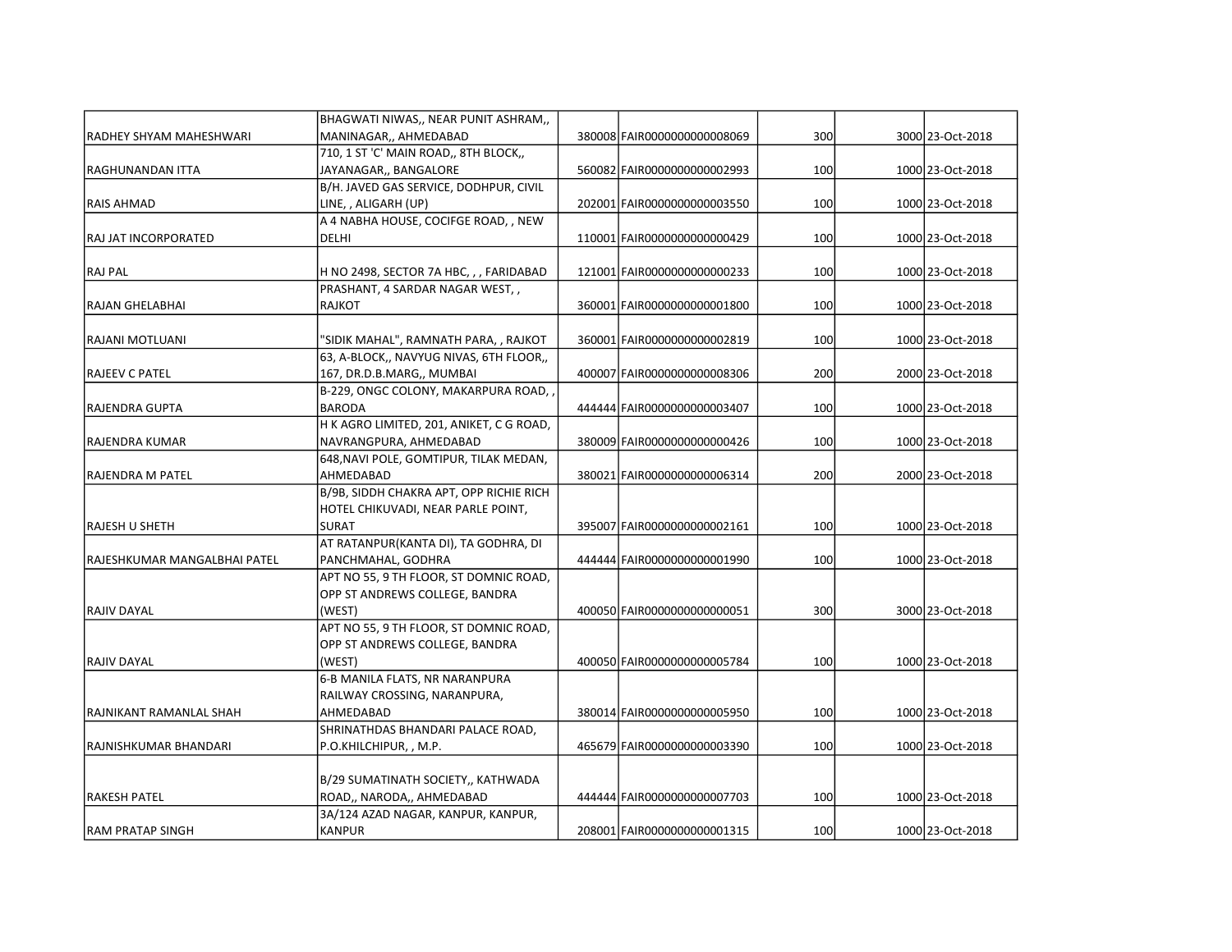| | | | | | | |
|---|---|---|---|---|---|---|
| RADHEY SHYAM MAHESHWARI | BHAGWATI NIWAS,, NEAR PUNIT ASHRAM,, MANINAGAR,, AHMEDABAD | 380008 | FAIR0000000000008069 | 300 | 3000 | 23-Oct-2018 |
| RAGHUNANDAN ITTA | 710, 1 ST 'C' MAIN ROAD,, 8TH BLOCK,, JAYANAGAR,, BANGALORE | 560082 | FAIR0000000000002993 | 100 | 1000 | 23-Oct-2018 |
| RAIS AHMAD | B/H. JAVED GAS SERVICE, DODHPUR, CIVIL LINE, , ALIGARH (UP) | 202001 | FAIR0000000000003550 | 100 | 1000 | 23-Oct-2018 |
| RAJ JAT INCORPORATED | A 4 NABHA HOUSE, COCIFGE ROAD, , NEW DELHI | 110001 | FAIR0000000000000429 | 100 | 1000 | 23-Oct-2018 |
| RAJ PAL | H NO 2498, SECTOR 7A HBC, , , FARIDABAD | 121001 | FAIR0000000000000233 | 100 | 1000 | 23-Oct-2018 |
| RAJAN GHELABHAI | PRASHANT, 4 SARDAR NAGAR WEST, , RAJKOT | 360001 | FAIR0000000000001800 | 100 | 1000 | 23-Oct-2018 |
| RAJANI MOTLUANI | "SIDIK MAHAL", RAMNATH PARA, , RAJKOT | 360001 | FAIR0000000000002819 | 100 | 1000 | 23-Oct-2018 |
| RAJEEV C PATEL | 63, A-BLOCK,, NAVYUG NIVAS, 6TH FLOOR,, 167, DR.D.B.MARG,, MUMBAI | 400007 | FAIR0000000000008306 | 200 | 2000 | 23-Oct-2018 |
| RAJENDRA GUPTA | B-229, ONGC COLONY, MAKARPURA ROAD, , BARODA | 444444 | FAIR0000000000003407 | 100 | 1000 | 23-Oct-2018 |
| RAJENDRA KUMAR | H K AGRO LIMITED, 201, ANIKET, C G ROAD, NAVRANGPURA, AHMEDABAD | 380009 | FAIR0000000000000426 | 100 | 1000 | 23-Oct-2018 |
| RAJENDRA M PATEL | 648,NAVI POLE, GOMTIPUR, TILAK MEDAN, AHMEDABAD | 380021 | FAIR0000000000006314 | 200 | 2000 | 23-Oct-2018 |
| RAJESH U SHETH | B/9B, SIDDH CHAKRA APT, OPP RICHIE RICH HOTEL CHIKUVADI, NEAR PARLE POINT, SURAT | 395007 | FAIR0000000000002161 | 100 | 1000 | 23-Oct-2018 |
| RAJESHKUMAR MANGALBHAI PATEL | AT RATANPUR(KANTA DI), TA GODHRA, DI PANCHMAHAL, GODHRA | 444444 | FAIR0000000000001990 | 100 | 1000 | 23-Oct-2018 |
| RAJIV DAYAL | APT NO 55, 9 TH FLOOR, ST DOMNIC ROAD, OPP ST ANDREWS COLLEGE, BANDRA (WEST) | 400050 | FAIR0000000000000051 | 300 | 3000 | 23-Oct-2018 |
| RAJIV DAYAL | APT NO 55, 9 TH FLOOR, ST DOMNIC ROAD, OPP ST ANDREWS COLLEGE, BANDRA (WEST) | 400050 | FAIR0000000000005784 | 100 | 1000 | 23-Oct-2018 |
| RAJNIKANT RAMANLAL SHAH | 6-B MANILA FLATS, NR NARANPURA RAILWAY CROSSING, NARANPURA, AHMEDABAD | 380014 | FAIR0000000000005950 | 100 | 1000 | 23-Oct-2018 |
| RAJNISHKUMAR BHANDARI | SHRINATHDAS BHANDARI PALACE ROAD, P.O.KHILCHIPUR, , M.P. | 465679 | FAIR0000000000003390 | 100 | 1000 | 23-Oct-2018 |
| RAKESH PATEL | B/29 SUMATINATH SOCIETY,, KATHWADA ROAD,, NARODA,, AHMEDABAD | 444444 | FAIR0000000000007703 | 100 | 1000 | 23-Oct-2018 |
| RAM PRATAP SINGH | 3A/124 AZAD NAGAR, KANPUR, KANPUR, KANPUR | 208001 | FAIR0000000000001315 | 100 | 1000 | 23-Oct-2018 |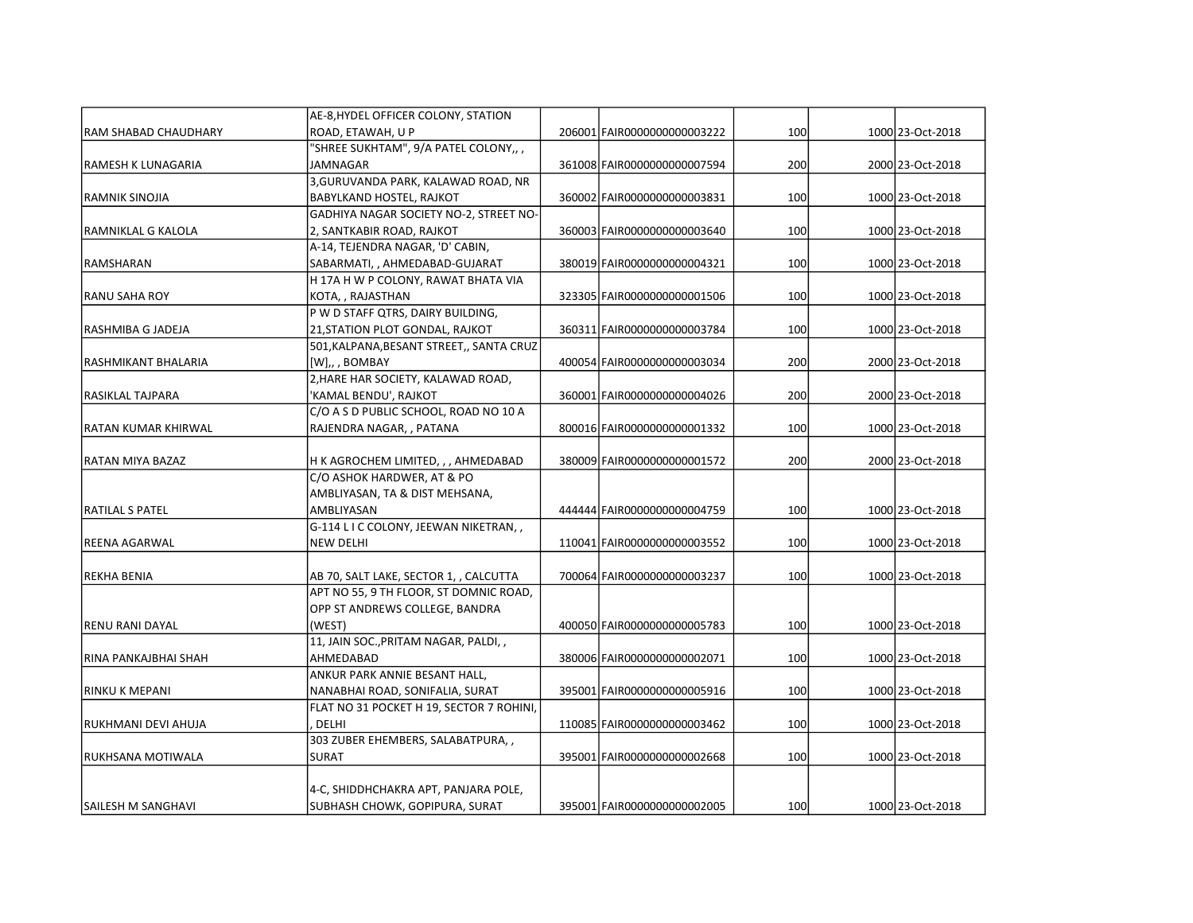| | | | | | | |
|---|---|---|---|---|---|---|
| RAM SHABAD CHAUDHARY | AE-8,HYDEL OFFICER COLONY, STATION ROAD, ETAWAH, U P | 206001 | FAIR0000000000003222 | 100 | 1000 | 23-Oct-2018 |
| RAMESH K LUNAGARIA | "SHREE SUKHTAM", 9/A PATEL COLONY,, , JAMNAGAR | 361008 | FAIR0000000000007594 | 200 | 2000 | 23-Oct-2018 |
| RAMNIK SINOJIA | 3,GURUVANDA PARK, KALAWAD ROAD, NR BABYLKAND HOSTEL, RAJKOT | 360002 | FAIR0000000000003831 | 100 | 1000 | 23-Oct-2018 |
| RAMNIKLAL G KALOLA | GADHIYA NAGAR SOCIETY NO-2, STREET NO-2, SANTKABIR ROAD, RAJKOT | 360003 | FAIR0000000000003640 | 100 | 1000 | 23-Oct-2018 |
| RAMSHARAN | A-14, TEJENDRA NAGAR, 'D' CABIN, SABARMATI, , AHMEDABAD-GUJARAT | 380019 | FAIR0000000000004321 | 100 | 1000 | 23-Oct-2018 |
| RANU SAHA ROY | H 17A H W P COLONY, RAWAT BHATA VIA KOTA, , RAJASTHAN | 323305 | FAIR0000000000001506 | 100 | 1000 | 23-Oct-2018 |
| RASHMIBA G JADEJA | P W D STAFF QTRS, DAIRY BUILDING, 21,STATION PLOT GONDAL, RAJKOT | 360311 | FAIR0000000000003784 | 100 | 1000 | 23-Oct-2018 |
| RASHMIKANT BHALARIA | 501,KALPANA,BESANT STREET,, SANTA CRUZ [W],, , BOMBAY | 400054 | FAIR0000000000003034 | 200 | 2000 | 23-Oct-2018 |
| RASIKLAL TAJPARA | 2,HARE HAR SOCIETY, KALAWAD ROAD, 'KAMAL BENDU', RAJKOT | 360001 | FAIR0000000000004026 | 200 | 2000 | 23-Oct-2018 |
| RATAN KUMAR KHIRWAL | C/O A S D PUBLIC SCHOOL, ROAD NO 10 A RAJENDRA NAGAR, , PATANA | 800016 | FAIR0000000000001332 | 100 | 1000 | 23-Oct-2018 |
| RATAN MIYA BAZAZ | H K AGROCHEM LIMITED, , , AHMEDABAD | 380009 | FAIR0000000000001572 | 200 | 2000 | 23-Oct-2018 |
| RATILAL S PATEL | C/O ASHOK HARDWER, AT & PO AMBLIYASAN, TA & DIST MEHSANA, AMBLIYASAN | 444444 | FAIR0000000000004759 | 100 | 1000 | 23-Oct-2018 |
| REENA AGARWAL | G-114 L I C COLONY, JEEWAN NIKETRAN, , NEW DELHI | 110041 | FAIR0000000000003552 | 100 | 1000 | 23-Oct-2018 |
| REKHA BENIA | AB 70, SALT LAKE, SECTOR 1, , CALCUTTA | 700064 | FAIR0000000000003237 | 100 | 1000 | 23-Oct-2018 |
| RENU RANI DAYAL | APT NO 55, 9 TH FLOOR, ST DOMNIC ROAD, OPP ST ANDREWS COLLEGE, BANDRA (WEST) | 400050 | FAIR0000000000005783 | 100 | 1000 | 23-Oct-2018 |
| RINA PANKAJBHAI SHAH | 11, JAIN SOC.,PRITAM NAGAR, PALDI, , AHMEDABAD | 380006 | FAIR0000000000002071 | 100 | 1000 | 23-Oct-2018 |
| RINKU K MEPANI | ANKUR PARK ANNIE BESANT HALL, NANABHAI ROAD, SONIFALIA, SURAT | 395001 | FAIR0000000000005916 | 100 | 1000 | 23-Oct-2018 |
| RUKHMANI DEVI AHUJA | FLAT NO 31 POCKET H 19, SECTOR 7 ROHINI, , DELHI | 110085 | FAIR0000000000003462 | 100 | 1000 | 23-Oct-2018 |
| RUKHSANA MOTIWALA | 303 ZUBER EHEMBERS, SALABATPURA, , SURAT | 395001 | FAIR0000000000002668 | 100 | 1000 | 23-Oct-2018 |
| SAILESH M SANGHAVI | 4-C, SHIDDHCHAKRA APT, PANJARA POLE, SUBHASH CHOWK, GOPIPURA, SURAT | 395001 | FAIR0000000000002005 | 100 | 1000 | 23-Oct-2018 |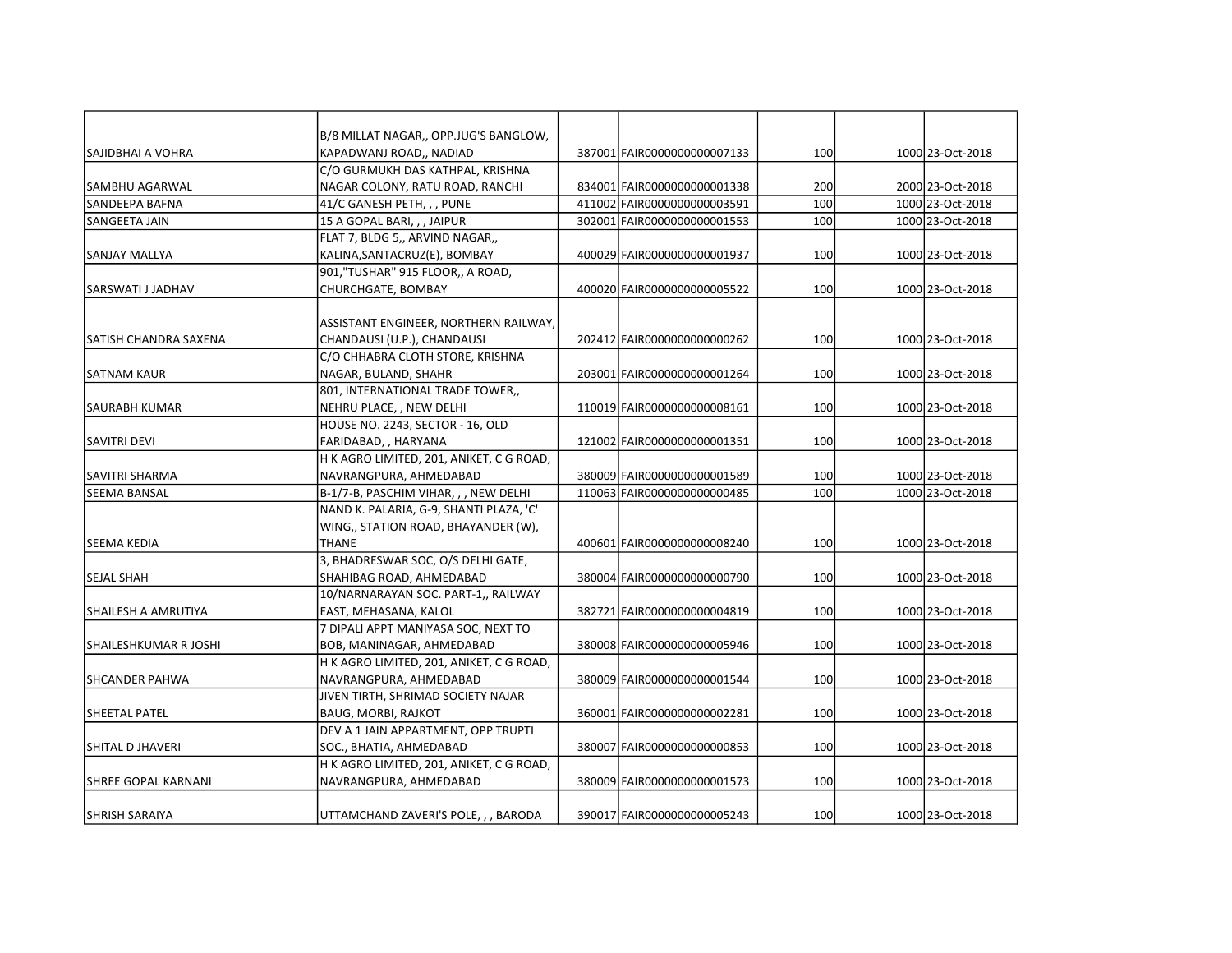| | | | | | | |
|---|---|---|---|---|---|---|
| SAJIDBHAI A VOHRA | B/8 MILLAT NAGAR,, OPP.JUG'S BANGLOW, KAPADWANJ ROAD,, NADIAD | 387001 | FAIR0000000000007133 | 100 | 1000 | 23-Oct-2018 |
| SAMBHU AGARWAL | C/O GURMUKH DAS KATHPAL, KRISHNA NAGAR COLONY, RATU ROAD, RANCHI | 834001 | FAIR0000000000001338 | 200 | 2000 | 23-Oct-2018 |
| SANDEEPA BAFNA | 41/C GANESH PETH, , , PUNE | 411002 | FAIR0000000000003591 | 100 | 1000 | 23-Oct-2018 |
| SANGEETA JAIN | 15 A GOPAL BARI, , , JAIPUR | 302001 | FAIR0000000000001553 | 100 | 1000 | 23-Oct-2018 |
| SANJAY MALLYA | FLAT 7, BLDG 5,, ARVIND NAGAR,, KALINA,SANTACRUZ(E), BOMBAY | 400029 | FAIR0000000000001937 | 100 | 1000 | 23-Oct-2018 |
| SARSWATI J JADHAV | 901,"TUSHAR" 915 FLOOR,, A ROAD, CHURCHGATE, BOMBAY | 400020 | FAIR0000000000005522 | 100 | 1000 | 23-Oct-2018 |
| SATISH CHANDRA SAXENA | ASSISTANT ENGINEER, NORTHERN RAILWAY, CHANDAUSI (U.P.), CHANDAUSI | 202412 | FAIR0000000000000262 | 100 | 1000 | 23-Oct-2018 |
| SATNAM KAUR | C/O CHHABRA CLOTH STORE, KRISHNA NAGAR, BULAND, SHAHR | 203001 | FAIR0000000000001264 | 100 | 1000 | 23-Oct-2018 |
| SAURABH KUMAR | 801, INTERNATIONAL TRADE TOWER,, NEHRU PLACE, , NEW DELHI | 110019 | FAIR0000000000008161 | 100 | 1000 | 23-Oct-2018 |
| SAVITRI DEVI | HOUSE NO. 2243, SECTOR - 16, OLD FARIDABAD, , HARYANA | 121002 | FAIR0000000000001351 | 100 | 1000 | 23-Oct-2018 |
| SAVITRI SHARMA | H K AGRO LIMITED, 201, ANIKET, C G ROAD, NAVRANGPURA, AHMEDABAD | 380009 | FAIR0000000000001589 | 100 | 1000 | 23-Oct-2018 |
| SEEMA BANSAL | B-1/7-B, PASCHIM VIHAR, , , NEW DELHI | 110063 | FAIR0000000000000485 | 100 | 1000 | 23-Oct-2018 |
| SEEMA KEDIA | NAND K. PALARIA, G-9, SHANTI PLAZA, 'C' WING,, STATION ROAD, BHAYANDER (W), THANE | 400601 | FAIR0000000000008240 | 100 | 1000 | 23-Oct-2018 |
| SEJAL SHAH | 3, BHADRESWAR SOC, O/S DELHI GATE, SHAHIBAG ROAD, AHMEDABAD | 380004 | FAIR0000000000000790 | 100 | 1000 | 23-Oct-2018 |
| SHAILESH A AMRUTIYA | 10/NARNARAYAN SOC. PART-1,, RAILWAY EAST, MEHASANA, KALOL | 382721 | FAIR0000000000004819 | 100 | 1000 | 23-Oct-2018 |
| SHAILESHKUMAR R JOSHI | 7 DIPALI APPT MANIYASA SOC, NEXT TO BOB, MANINAGAR, AHMEDABAD | 380008 | FAIR0000000000005946 | 100 | 1000 | 23-Oct-2018 |
| SHCANDER PAHWA | H K AGRO LIMITED, 201, ANIKET, C G ROAD, NAVRANGPURA, AHMEDABAD | 380009 | FAIR0000000000001544 | 100 | 1000 | 23-Oct-2018 |
| SHEETAL PATEL | JIVEN TIRTH, SHRIMAD SOCIETY NAJAR BAUG, MORBI, RAJKOT | 360001 | FAIR0000000000002281 | 100 | 1000 | 23-Oct-2018 |
| SHITAL D JHAVERI | DEV A 1 JAIN APPARTMENT, OPP TRUPTI SOC., BHATIA, AHMEDABAD | 380007 | FAIR0000000000000853 | 100 | 1000 | 23-Oct-2018 |
| SHREE GOPAL KARNANI | H K AGRO LIMITED, 201, ANIKET, C G ROAD, NAVRANGPURA, AHMEDABAD | 380009 | FAIR0000000000001573 | 100 | 1000 | 23-Oct-2018 |
| SHRISH SARAIYA | UTTAMCHAND ZAVERI'S POLE, , , BARODA | 390017 | FAIR0000000000005243 | 100 | 1000 | 23-Oct-2018 |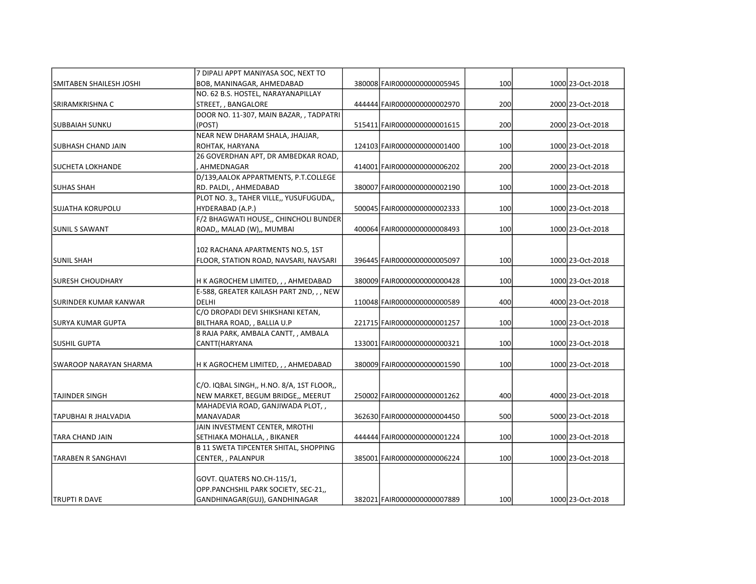| | | | | | | |
|---|---|---|---|---|---|---|
| SMITABEN SHAILESH JOSHI | 7 DIPALI APPT MANIYASA SOC, NEXT TO BOB, MANINAGAR, AHMEDABAD | 380008 | FAIR0000000000005945 | 100 | 1000 | 23-Oct-2018 |
| SRIRAMKRISHNA C | NO. 62 B.S. HOSTEL, NARAYANAPILLAY STREET, , BANGALORE | 444444 | FAIR0000000000002970 | 200 | 2000 | 23-Oct-2018 |
| SUBBAIAH SUNKU | DOOR NO. 11-307, MAIN BAZAR, , TADPATRI (POST) | 515411 | FAIR0000000000001615 | 200 | 2000 | 23-Oct-2018 |
| SUBHASH CHAND JAIN | NEAR NEW DHARAM SHALA, JHAJJAR, ROHTAK, HARYANA | 124103 | FAIR0000000000001400 | 100 | 1000 | 23-Oct-2018 |
| SUCHETA LOKHANDE | 26 GOVERDHAN APT, DR AMBEDKAR ROAD, , AHMEDNAGAR | 414001 | FAIR0000000000006202 | 200 | 2000 | 23-Oct-2018 |
| SUHAS SHAH | D/139,AALOK APPARTMENTS, P.T.COLLEGE RD. PALDI, , AHMEDABAD | 380007 | FAIR0000000000002190 | 100 | 1000 | 23-Oct-2018 |
| SUJATHA KORUPOLU | PLOT NO. 3,, TAHER VILLE,, YUSUFUGUDA,, HYDERABAD (A.P.) | 500045 | FAIR0000000000002333 | 100 | 1000 | 23-Oct-2018 |
| SUNIL S SAWANT | F/2 BHAGWATI HOUSE,, CHINCHOLI BUNDER ROAD,, MALAD (W),, MUMBAI | 400064 | FAIR0000000000008493 | 100 | 1000 | 23-Oct-2018 |
| SUNIL SHAH | 102 RACHANA APARTMENTS NO.5, 1ST FLOOR, STATION ROAD, NAVSARI, NAVSARI | 396445 | FAIR0000000000005097 | 100 | 1000 | 23-Oct-2018 |
| SURESH CHOUDHARY | H K AGROCHEM LIMITED, , , AHMEDABAD | 380009 | FAIR0000000000000428 | 100 | 1000 | 23-Oct-2018 |
| SURINDER KUMAR KANWAR | E-588, GREATER KAILASH PART 2ND, , , NEW DELHI | 110048 | FAIR0000000000000589 | 400 | 4000 | 23-Oct-2018 |
| SURYA KUMAR GUPTA | C/O DROPADI DEVI SHIKSHANI KETAN, BILTHARA ROAD, , BALLIA U.P | 221715 | FAIR0000000000001257 | 100 | 1000 | 23-Oct-2018 |
| SUSHIL GUPTA | 8 RAJA PARK, AMBALA CANTT, , AMBALA CANTT(HARYANA | 133001 | FAIR0000000000000321 | 100 | 1000 | 23-Oct-2018 |
| SWAROOP NARAYAN SHARMA | H K AGROCHEM LIMITED, , , AHMEDABAD | 380009 | FAIR0000000000001590 | 100 | 1000 | 23-Oct-2018 |
| TAJINDER SINGH | C/O. IQBAL SINGH,, H.NO. 8/A, 1ST FLOOR,, NEW MARKET, BEGUM BRIDGE,, MEERUT | 250002 | FAIR0000000000001262 | 400 | 4000 | 23-Oct-2018 |
| TAPUBHAI R JHALVADIA | MAHADEVIA ROAD, GANJIWADA PLOT, , MANAVADAR | 362630 | FAIR0000000000004450 | 500 | 5000 | 23-Oct-2018 |
| TARA CHAND JAIN | JAIN INVESTMENT CENTER, MROTHI SETHIAKA MOHALLA, , BIKANER | 444444 | FAIR0000000000001224 | 100 | 1000 | 23-Oct-2018 |
| TARABEN R SANGHAVI | B 11 SWETA TIPCENTER SHITAL, SHOPPING CENTER, , PALANPUR | 385001 | FAIR0000000000006224 | 100 | 1000 | 23-Oct-2018 |
| TRUPTI R DAVE | GOVT. QUATERS NO.CH-115/1, OPP.PANCHSHIL PARK SOCIETY, SEC-21,, GANDHINAGAR(GUJ), GANDHINAGAR | 382021 | FAIR0000000000007889 | 100 | 1000 | 23-Oct-2018 |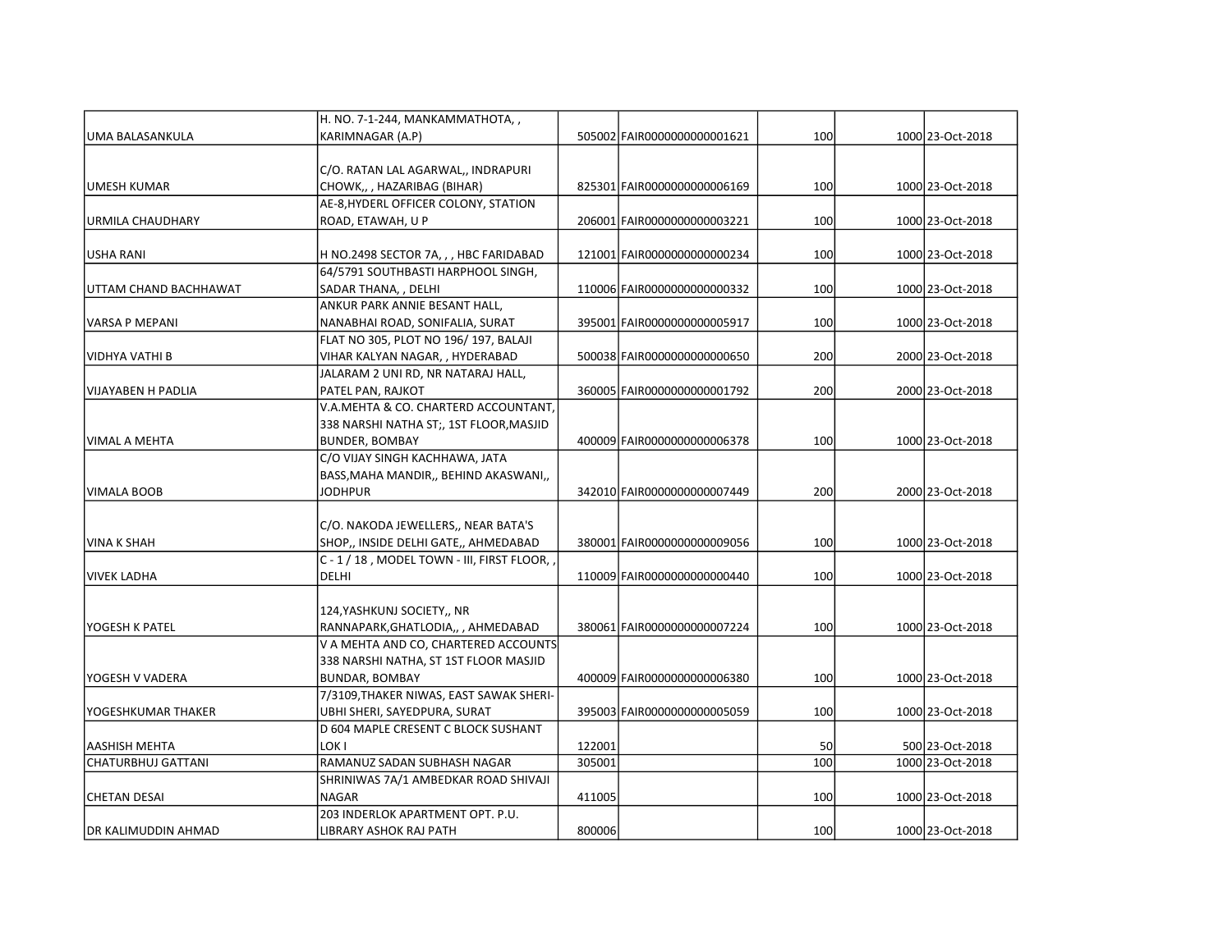| | | | | | | |
|---|---|---|---|---|---|---|
| UMA BALASANKULA | H. NO. 7-1-244, MANKAMMATHOTA, , KARIMNAGAR (A.P) | 505002 | FAIR0000000000001621 | 100 | 1000 | 23-Oct-2018 |
| UMESH KUMAR | C/O. RATAN LAL AGARWAL,, INDRAPURI CHOWK,, , HAZARIBAG (BIHAR) | 825301 | FAIR0000000000006169 | 100 | 1000 | 23-Oct-2018 |
| URMILA CHAUDHARY | AE-8,HYDERL OFFICER COLONY, STATION ROAD, ETAWAH, U P | 206001 | FAIR0000000000003221 | 100 | 1000 | 23-Oct-2018 |
| USHA RANI | H NO.2498 SECTOR 7A, , , HBC FARIDABAD | 121001 | FAIR0000000000000234 | 100 | 1000 | 23-Oct-2018 |
| UTTAM CHAND BACHHAWAT | 64/5791 SOUTHBASTI HARPHOOL SINGH, SADAR THANA, , DELHI | 110006 | FAIR0000000000000332 | 100 | 1000 | 23-Oct-2018 |
| VARSA P MEPANI | ANKUR PARK ANNIE BESANT HALL, NANABHAI ROAD, SONIFALIA, SURAT | 395001 | FAIR0000000000005917 | 100 | 1000 | 23-Oct-2018 |
| VIDHYA VATHI B | FLAT NO 305, PLOT NO 196/ 197, BALAJI VIHAR KALYAN NAGAR, , HYDERABAD | 500038 | FAIR0000000000000650 | 200 | 2000 | 23-Oct-2018 |
| VIJAYABEN H PADLIA | JALARAM 2 UNI RD, NR NATARAJ HALL, PATEL PAN, RAJKOT | 360005 | FAIR0000000000001792 | 200 | 2000 | 23-Oct-2018 |
| VIMAL A MEHTA | V.A.MEHTA & CO. CHARTERD ACCOUNTANT, 338 NARSHI NATHA ST;, 1ST FLOOR,MASJID BUNDER, BOMBAY | 400009 | FAIR0000000000006378 | 100 | 1000 | 23-Oct-2018 |
| VIMALA BOOB | C/O VIJAY SINGH KACHHAWA, JATA BASS,MAHA MANDIR,, BEHIND AKASWANI,, JODHPUR | 342010 | FAIR0000000000007449 | 200 | 2000 | 23-Oct-2018 |
| VINA K SHAH | C/O. NAKODA JEWELLERS,, NEAR BATA'S SHOP,, INSIDE DELHI GATE,, AHMEDABAD | 380001 | FAIR0000000000009056 | 100 | 1000 | 23-Oct-2018 |
| VIVEK LADHA | C - 1 / 18 , MODEL TOWN - III, FIRST FLOOR, , DELHI | 110009 | FAIR0000000000000440 | 100 | 1000 | 23-Oct-2018 |
| YOGESH K PATEL | 124,YASHKUNJ SOCIETY,, NR RANNAPARK,GHATLODIA,, , AHMEDABAD | 380061 | FAIR0000000000007224 | 100 | 1000 | 23-Oct-2018 |
| YOGESH V VADERA | V A MEHTA AND CO, CHARTERED ACCOUNTS 338 NARSHI NATHA, ST 1ST FLOOR MASJID BUNDAR, BOMBAY | 400009 | FAIR0000000000006380 | 100 | 1000 | 23-Oct-2018 |
| YOGESHKUMAR THAKER | 7/3109,THAKER NIWAS, EAST SAWAK SHERI-UBHI SHERI, SAYEDPURA, SURAT | 395003 | FAIR0000000000005059 | 100 | 1000 | 23-Oct-2018 |
| AASHISH MEHTA | D 604 MAPLE CRESENT C BLOCK SUSHANT LOK I | 122001 | | 50 | 500 | 23-Oct-2018 |
| CHATURBHUJ GATTANI | RAMANUZ SADAN SUBHASH NAGAR | 305001 | | 100 | 1000 | 23-Oct-2018 |
| CHETAN DESAI | SHRINIWAS 7A/1 AMBEDKAR ROAD SHIVAJI NAGAR | 411005 | | 100 | 1000 | 23-Oct-2018 |
| DR KALIMUDDIN AHMAD | 203 INDERLOK APARTMENT OPT. P.U. LIBRARY ASHOK RAJ PATH | 800006 | | 100 | 1000 | 23-Oct-2018 |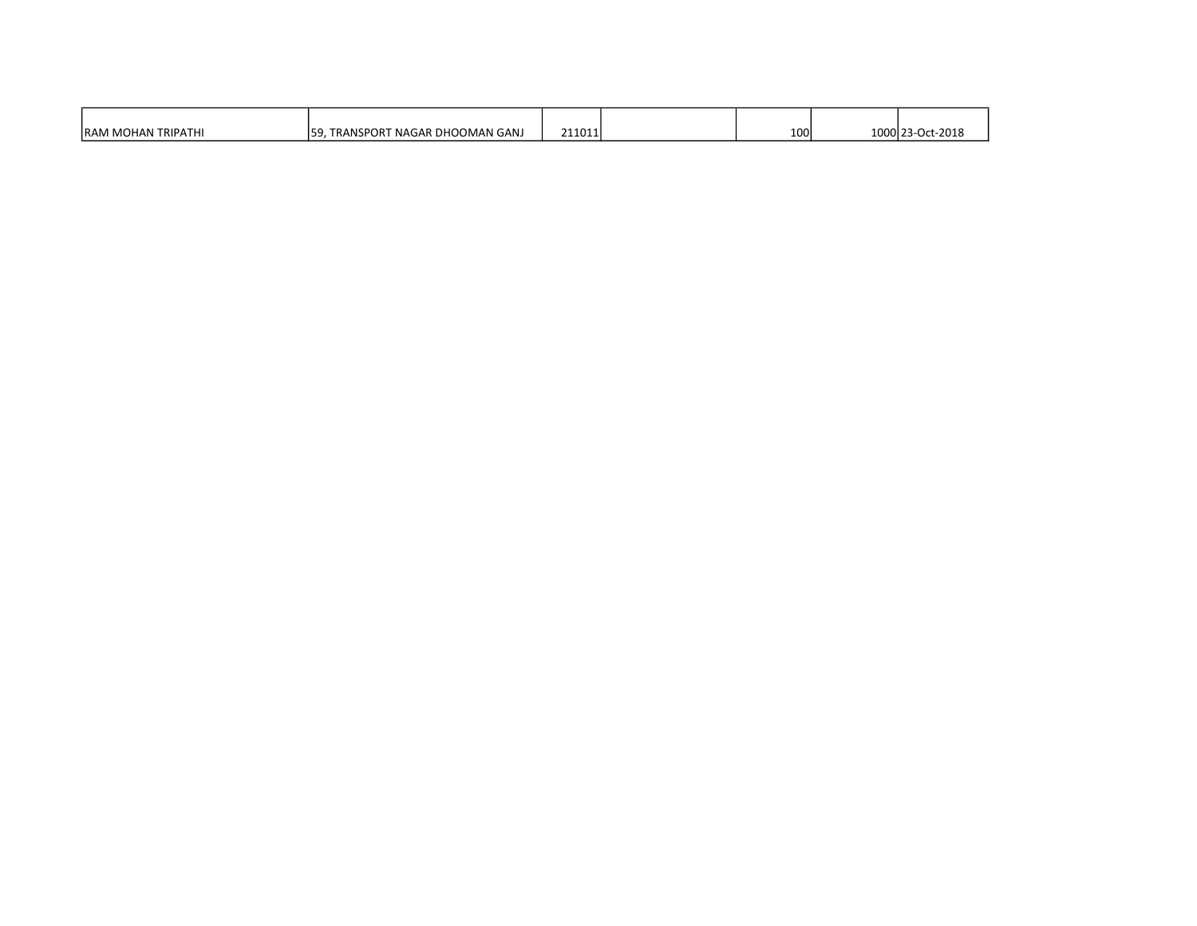| | | | | | | |
|---|---|---|---|---|---|---|
| RAM MOHAN TRIPATHI | 59, TRANSPORT NAGAR DHOOMAN GANJ | 211011 | | 100 | 1000 | 23-Oct-2018 |